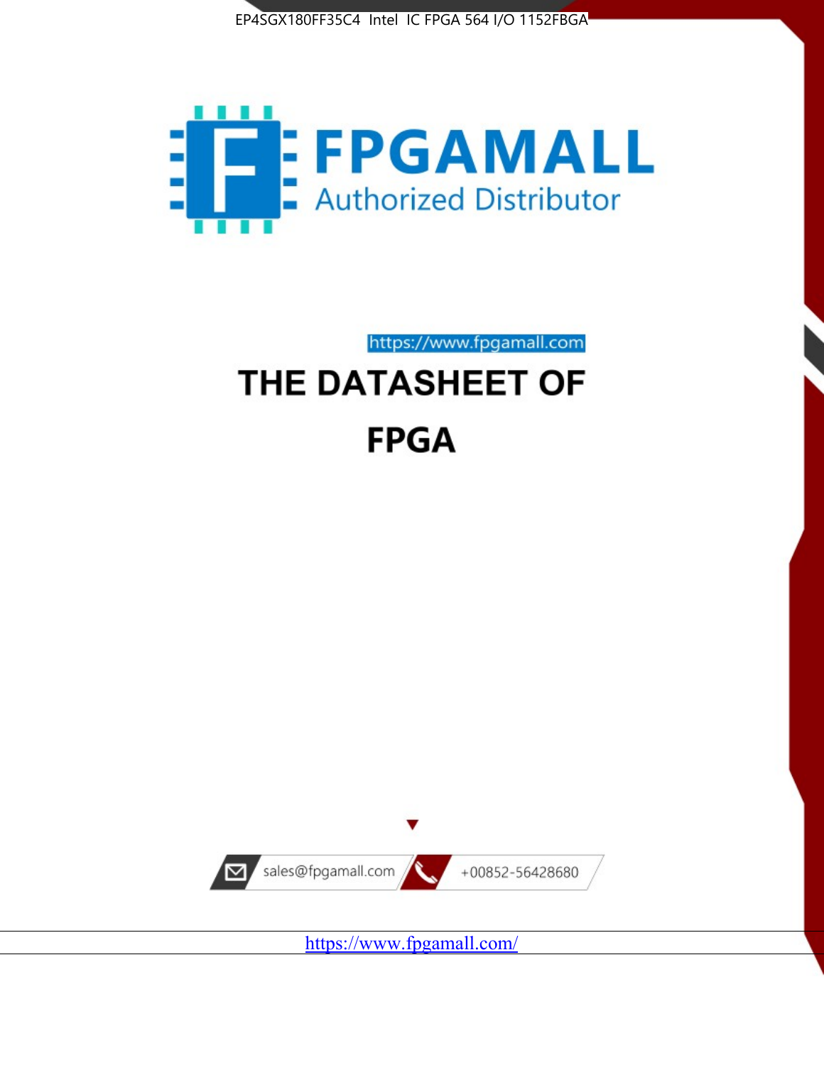EP4SGX180FF35C4 Intel IC FPGA 564 I/O 1152FBGA

FPGAMALL

Authorized Distributor

https://www.fpgamall.com

# THE DATASHEET OF

# FPGA

sales@fpgamall.com

+00852-56428680

https://www.fpgamall.com/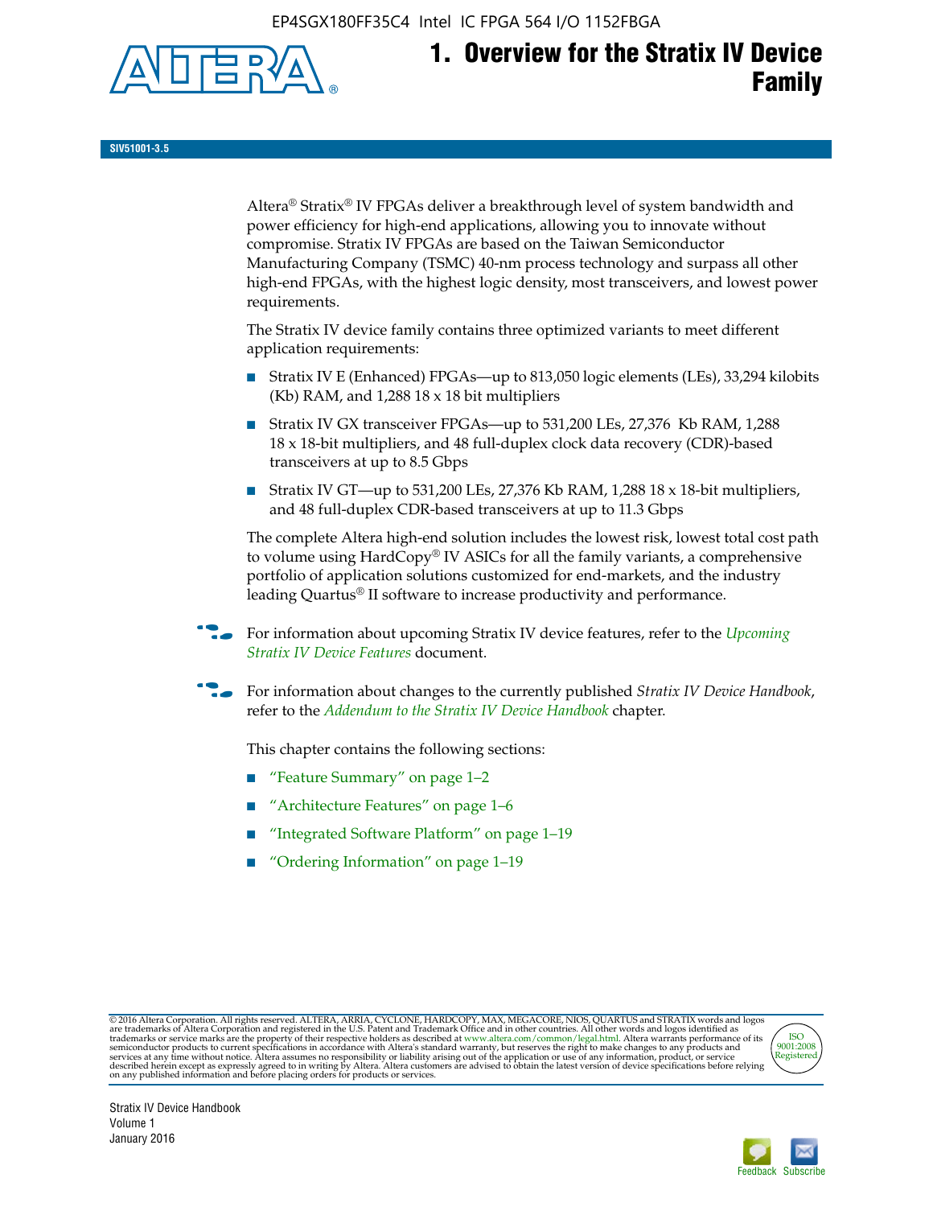# 1. Overview for the Stratix IV Device Family

SIV51001-3.5

Altera® Stratix® IV FPGAs deliver a breakthrough level of system bandwidth and power efficiency for high-end applications, allowing you to innovate without compromise. Stratix IV FPGAs are based on the Taiwan Semiconductor Manufacturing Company (TSMC) 40-nm process technology and surpass all other high-end FPGAs, with the highest logic density, most transceivers, and lowest power requirements.

The Stratix IV device family contains three optimized variants to meet different application requirements:

- Stratix IV E (Enhanced) FPGAs—up to 813,050 logic elements (LEs), 33,294 kilobits (Kb) RAM, and 1,288 18 x 18 bit multipliers
- Stratix IV GX transceiver FPGAs—up to 531,200 LEs, 27,376 Kb RAM, 1,288 18 x 18-bit multipliers, and 48 full-duplex clock data recovery (CDR)-based transceivers at up to 8.5 Gbps
- Stratix IV GT—up to 531,200 LEs, 27,376 Kb RAM, 1,288 18 x 18-bit multipliers, and 48 full-duplex CDR-based transceivers at up to 11.3 Gbps

The complete Altera high-end solution includes the lowest risk, lowest total cost path to volume using HardCopy® IV ASICs for all the family variants, a comprehensive portfolio of application solutions customized for end-markets, and the industry leading Quartus® II software to increase productivity and performance.

For information about upcoming Stratix IV device features, refer to the *Upcoming Stratix IV Device Features* document.

For information about changes to the currently published *Stratix IV Device Handbook*, refer to the *Addendum to the Stratix IV Device Handbook* chapter.

This chapter contains the following sections:

- "Feature Summary" on page 1–2
- "Architecture Features" on page 1–6
- "Integrated Software Platform" on page 1–19
- "Ordering Information" on page 1–19

© 2016 Altera Corporation. All rights reserved. ALTERA, ARRIA, CYCLONE, HARDCOPY, MAX, MEGACORE, NIOS, QUARTUS and STRATIX words and logos are trademarks of Altera Corporation and registered in the U.S. Patent and Trademark Office and in other countries. All other words and logos identified as trademarks or service marks are the property of their respective holders as described at www.altera.com/common/legal.html. Altera warrants performance of its semiconductor products to current specifications in accordance with Altera's standard warranty, but reserves the right to make changes to any products and services at any time without notice. Altera assumes no responsibility or liability arising out of the application or use of any information, product, or service described herein except as expressly agreed to in writing by Altera. Altera customers are advised to obtain the latest version of device specifications before relying on any published information and before placing orders for products or services.

Stratix IV Device Handbook
Volume 1
January 2016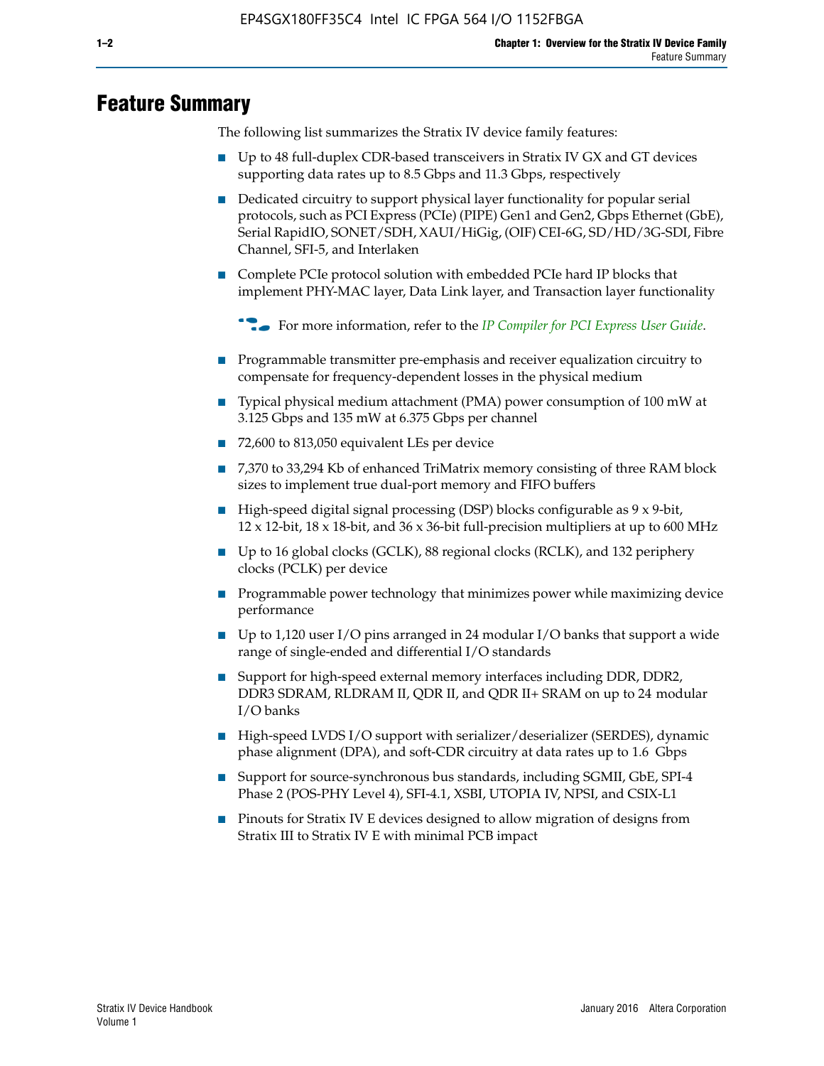# Feature Summary

The following list summarizes the Stratix IV device family features:

- Up to 48 full-duplex CDR-based transceivers in Stratix IV GX and GT devices supporting data rates up to 8.5 Gbps and 11.3 Gbps, respectively
- Dedicated circuitry to support physical layer functionality for popular serial protocols, such as PCI Express (PCIe) (PIPE) Gen1 and Gen2, Gbps Ethernet (GbE), Serial RapidIO, SONET/SDH, XAUI/HiGig, (OIF) CEI-6G, SD/HD/3G-SDI, Fibre Channel, SFI-5, and Interlaken
- Complete PCIe protocol solution with embedded PCIe hard IP blocks that implement PHY-MAC layer, Data Link layer, and Transaction layer functionality

  For more information, refer to the *IP Compiler for PCI Express User Guide*.

- Programmable transmitter pre-emphasis and receiver equalization circuitry to compensate for frequency-dependent losses in the physical medium
- Typical physical medium attachment (PMA) power consumption of 100 mW at 3.125 Gbps and 135 mW at 6.375 Gbps per channel
- 72,600 to 813,050 equivalent LEs per device
- 7,370 to 33,294 Kb of enhanced TriMatrix memory consisting of three RAM block sizes to implement true dual-port memory and FIFO buffers
- High-speed digital signal processing (DSP) blocks configurable as 9 x 9-bit, 12 x 12-bit, 18 x 18-bit, and 36 x 36-bit full-precision multipliers at up to 600 MHz
- Up to 16 global clocks (GCLK), 88 regional clocks (RCLK), and 132 periphery clocks (PCLK) per device
- Programmable power technology that minimizes power while maximizing device performance
- Up to 1,120 user I/O pins arranged in 24 modular I/O banks that support a wide range of single-ended and differential I/O standards
- Support for high-speed external memory interfaces including DDR, DDR2, DDR3 SDRAM, RLDRAM II, QDR II, and QDR II+ SRAM on up to 24 modular I/O banks
- High-speed LVDS I/O support with serializer/deserializer (SERDES), dynamic phase alignment (DPA), and soft-CDR circuitry at data rates up to 1.6 Gbps
- Support for source-synchronous bus standards, including SGMII, GbE, SPI-4 Phase 2 (POS-PHY Level 4), SFI-4.1, XSBI, UTOPIA IV, NPSI, and CSIX-L1
- Pinouts for Stratix IV E devices designed to allow migration of designs from Stratix III to Stratix IV E with minimal PCB impact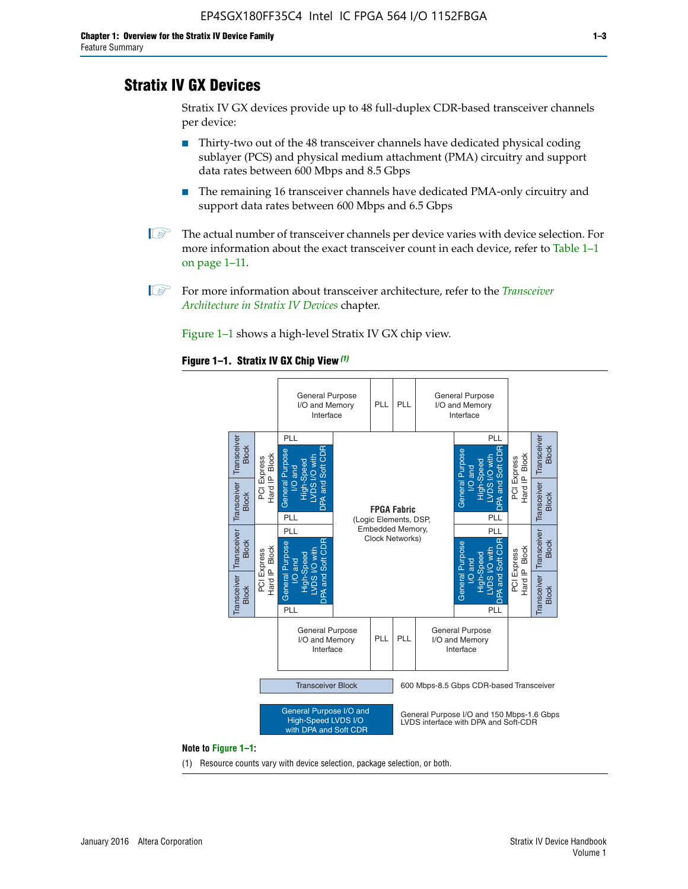## Stratix IV GX Devices

Stratix IV GX devices provide up to 48 full-duplex CDR-based transceiver channels per device:

- Thirty-two out of the 48 transceiver channels have dedicated physical coding sublayer (PCS) and physical medium attachment (PMA) circuitry and support data rates between 600 Mbps and 8.5 Gbps
- The remaining 16 transceiver channels have dedicated PMA-only circuitry and support data rates between 600 Mbps and 6.5 Gbps

The actual number of transceiver channels per device varies with device selection. For more information about the exact transceiver count in each device, refer to Table 1–1 on page 1–11.

For more information about transceiver architecture, refer to the *Transceiver Architecture in Stratix IV Devices* chapter.

Figure 1–1 shows a high-level Stratix IV GX chip view.

**Figure 1–1. Stratix IV GX Chip View** *(1)*

**Note to Figure 1–1:**

(1) Resource counts vary with device selection, package selection, or both.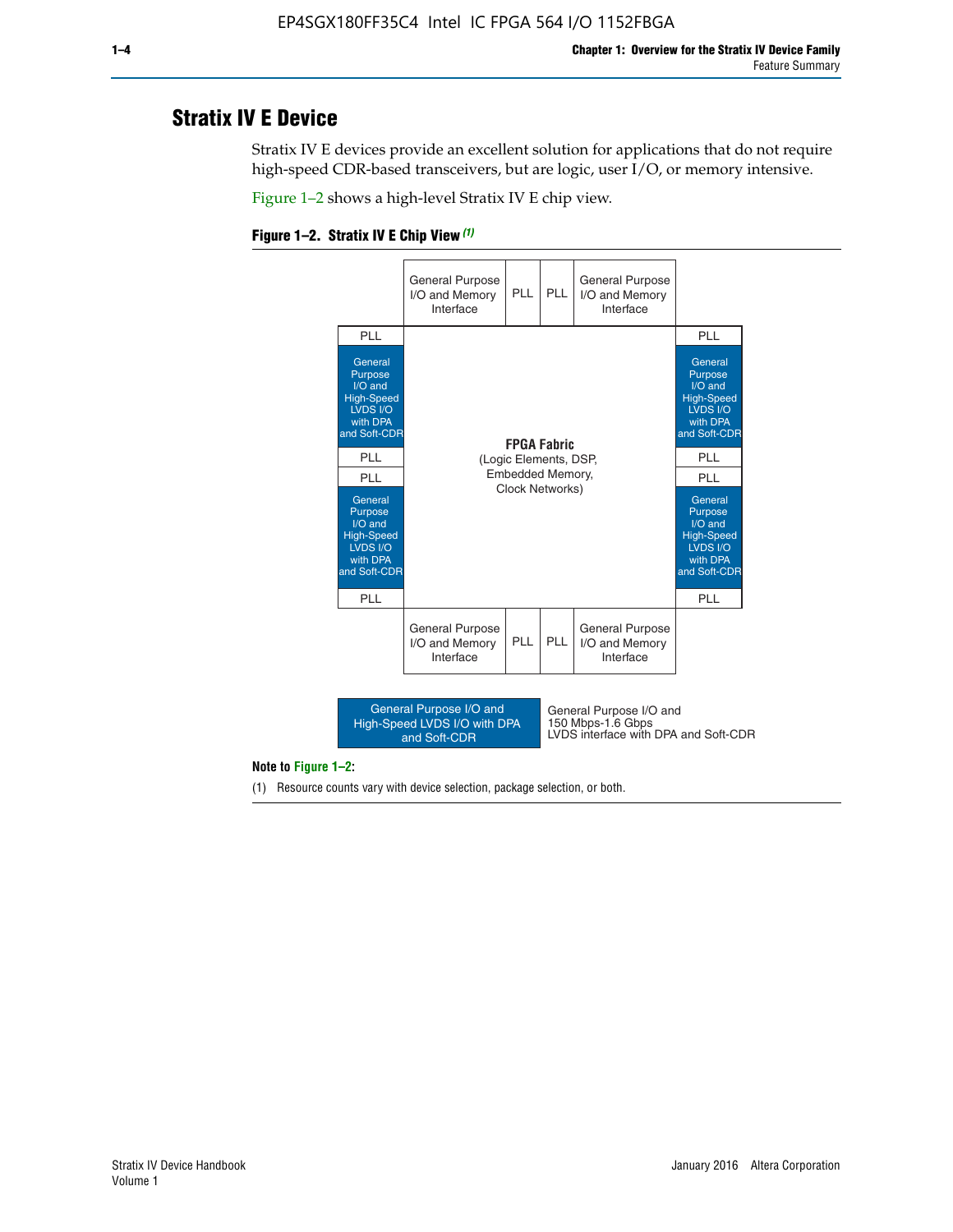## Stratix IV E Device

Stratix IV E devices provide an excellent solution for applications that do not require high-speed CDR-based transceivers, but are logic, user I/O, or memory intensive.

Figure 1–2 shows a high-level Stratix IV E chip view.

**Figure 1–2. Stratix IV E Chip View** *(1)*

| | General Purpose I/O and Memory Interface | PLL | PLL | General Purpose I/O and Memory Interface | |
|---|---|---|---|---|---|
| PLL | | | | | PLL |
| General Purpose I/O and High-Speed LVDS I/O with DPA and Soft-CDR | **FPGA Fabric** (Logic Elements, DSP, Embedded Memory, Clock Networks) | | | | General Purpose I/O and High-Speed LVDS I/O with DPA and Soft-CDR |
| PLL | | | | | PLL |
| PLL | | | | | PLL |
| General Purpose I/O and High-Speed LVDS I/O with DPA and Soft-CDR | | | | | General Purpose I/O and High-Speed LVDS I/O with DPA and Soft-CDR |
| PLL | | | | | PLL |
| | General Purpose I/O and Memory Interface | PLL | PLL | General Purpose I/O and Memory Interface | |

Legend: General Purpose I/O and High-Speed LVDS I/O with DPA and Soft-CDR — General Purpose I/O and 150 Mbps-1.6 Gbps LVDS interface with DPA and Soft-CDR

**Note to Figure 1–2:**

(1) Resource counts vary with device selection, package selection, or both.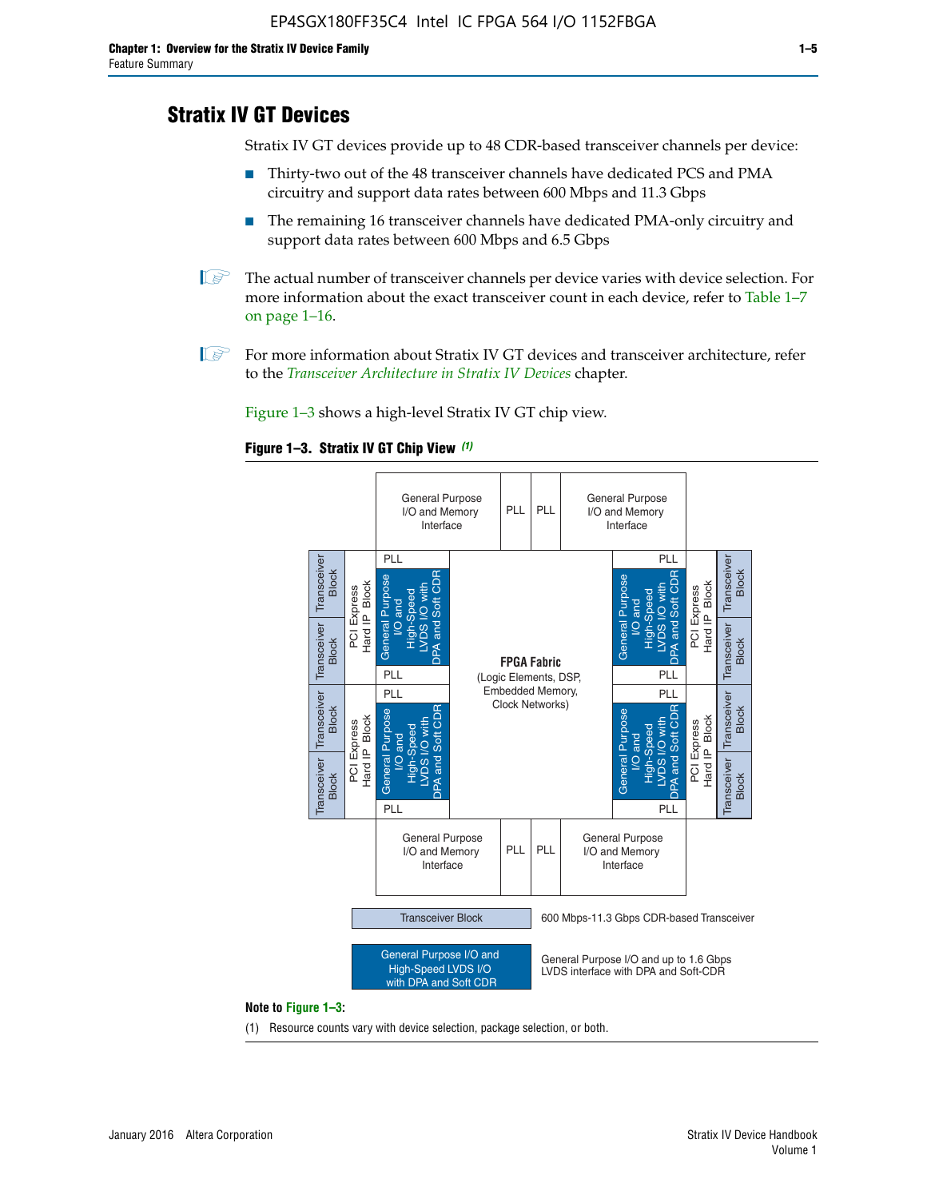## Stratix IV GT Devices

Stratix IV GT devices provide up to 48 CDR-based transceiver channels per device:

- Thirty-two out of the 48 transceiver channels have dedicated PCS and PMA circuitry and support data rates between 600 Mbps and 11.3 Gbps
- The remaining 16 transceiver channels have dedicated PMA-only circuitry and support data rates between 600 Mbps and 6.5 Gbps

The actual number of transceiver channels per device varies with device selection. For more information about the exact transceiver count in each device, refer to Table 1–7 on page 1–16.

For more information about Stratix IV GT devices and transceiver architecture, refer to the *Transceiver Architecture in Stratix IV Devices* chapter.

Figure 1–3 shows a high-level Stratix IV GT chip view.

**Figure 1–3. Stratix IV GT Chip View** *(1)*

General Purpose I/O and Memory Interface | PLL | PLL | General Purpose I/O and Memory Interface

Transceiver Block | Transceiver Block | PCI Express Hard IP Block | PLL | General Purpose I/O and High-Speed LVDS I/O with DPA and Soft CDR | PLL

Transceiver Block | Transceiver Block | PCI Express Hard IP Block | PLL | General Purpose I/O and High-Speed LVDS I/O with DPA and Soft CDR | PLL

**FPGA Fabric** (Logic Elements, DSP, Embedded Memory, Clock Networks)

PLL | General Purpose I/O and High-Speed LVDS I/O with DPA and Soft CDR | PLL | PCI Express Hard IP Block | Transceiver Block | Transceiver Block

PLL | General Purpose I/O and High-Speed LVDS I/O with DPA and Soft CDR | PLL | PCI Express Hard IP Block | Transceiver Block | Transceiver Block

General Purpose I/O and Memory Interface | PLL | PLL | General Purpose I/O and Memory Interface

Transceiver Block: 600 Mbps-11.3 Gbps CDR-based Transceiver

General Purpose I/O and High-Speed LVDS I/O with DPA and Soft CDR: General Purpose I/O and up to 1.6 Gbps LVDS interface with DPA and Soft-CDR

**Note to Figure 1–3:**

(1) Resource counts vary with device selection, package selection, or both.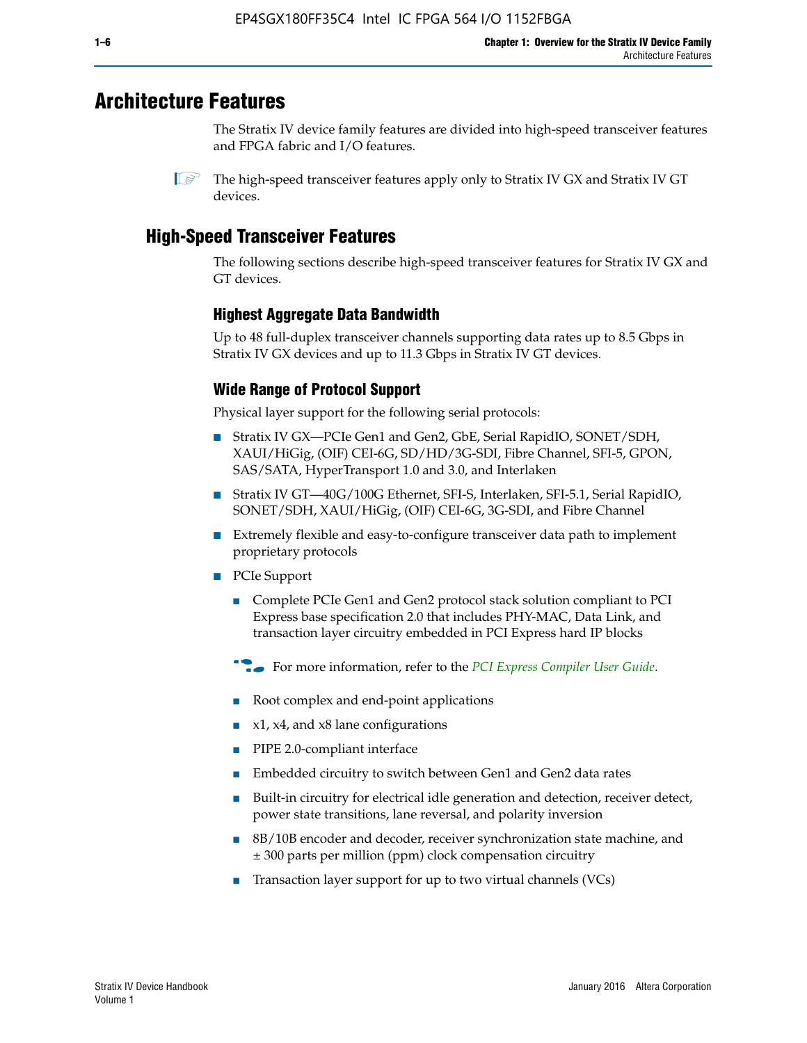# Architecture Features

The Stratix IV device family features are divided into high-speed transceiver features and FPGA fabric and I/O features.

The high-speed transceiver features apply only to Stratix IV GX and Stratix IV GT devices.

## High-Speed Transceiver Features

The following sections describe high-speed transceiver features for Stratix IV GX and GT devices.

### Highest Aggregate Data Bandwidth

Up to 48 full-duplex transceiver channels supporting data rates up to 8.5 Gbps in Stratix IV GX devices and up to 11.3 Gbps in Stratix IV GT devices.

### Wide Range of Protocol Support

Physical layer support for the following serial protocols:

- Stratix IV GX—PCIe Gen1 and Gen2, GbE, Serial RapidIO, SONET/SDH, XAUI/HiGig, (OIF) CEI-6G, SD/HD/3G-SDI, Fibre Channel, SFI-5, GPON, SAS/SATA, HyperTransport 1.0 and 3.0, and Interlaken
- Stratix IV GT—40G/100G Ethernet, SFI-S, Interlaken, SFI-5.1, Serial RapidIO, SONET/SDH, XAUI/HiGig, (OIF) CEI-6G, 3G-SDI, and Fibre Channel
- Extremely flexible and easy-to-configure transceiver data path to implement proprietary protocols
- PCIe Support
  - Complete PCIe Gen1 and Gen2 protocol stack solution compliant to PCI Express base specification 2.0 that includes PHY-MAC, Data Link, and transaction layer circuitry embedded in PCI Express hard IP blocks

  For more information, refer to the *PCI Express Compiler User Guide*.

  - Root complex and end-point applications
  - x1, x4, and x8 lane configurations
  - PIPE 2.0-compliant interface
  - Embedded circuitry to switch between Gen1 and Gen2 data rates
  - Built-in circuitry for electrical idle generation and detection, receiver detect, power state transitions, lane reversal, and polarity inversion
  - 8B/10B encoder and decoder, receiver synchronization state machine, and ± 300 parts per million (ppm) clock compensation circuitry
  - Transaction layer support for up to two virtual channels (VCs)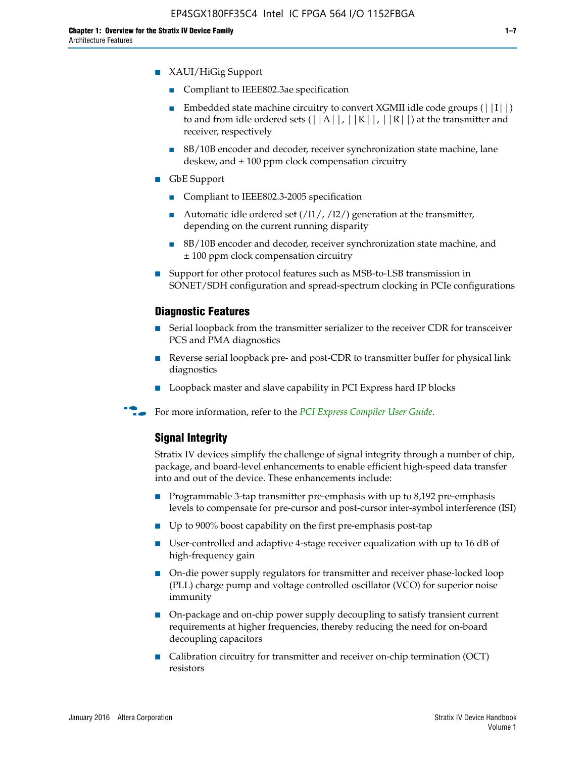- XAUI/HiGig Support
  - Compliant to IEEE802.3ae specification
  - Embedded state machine circuitry to convert XGMII idle code groups (||I||) to and from idle ordered sets (||A||, ||K||, ||R||) at the transmitter and receiver, respectively
  - 8B/10B encoder and decoder, receiver synchronization state machine, lane deskew, and ± 100 ppm clock compensation circuitry
- GbE Support
  - Compliant to IEEE802.3-2005 specification
  - Automatic idle ordered set (/I1/, /I2/) generation at the transmitter, depending on the current running disparity
  - 8B/10B encoder and decoder, receiver synchronization state machine, and ± 100 ppm clock compensation circuitry
- Support for other protocol features such as MSB-to-LSB transmission in SONET/SDH configuration and spread-spectrum clocking in PCIe configurations

### Diagnostic Features

- Serial loopback from the transmitter serializer to the receiver CDR for transceiver PCS and PMA diagnostics
- Reverse serial loopback pre- and post-CDR to transmitter buffer for physical link diagnostics
- Loopback master and slave capability in PCI Express hard IP blocks

For more information, refer to the *PCI Express Compiler User Guide*.

### Signal Integrity

Stratix IV devices simplify the challenge of signal integrity through a number of chip, package, and board-level enhancements to enable efficient high-speed data transfer into and out of the device. These enhancements include:

- Programmable 3-tap transmitter pre-emphasis with up to 8,192 pre-emphasis levels to compensate for pre-cursor and post-cursor inter-symbol interference (ISI)
- Up to 900% boost capability on the first pre-emphasis post-tap
- User-controlled and adaptive 4-stage receiver equalization with up to 16 dB of high-frequency gain
- On-die power supply regulators for transmitter and receiver phase-locked loop (PLL) charge pump and voltage controlled oscillator (VCO) for superior noise immunity
- On-package and on-chip power supply decoupling to satisfy transient current requirements at higher frequencies, thereby reducing the need for on-board decoupling capacitors
- Calibration circuitry for transmitter and receiver on-chip termination (OCT) resistors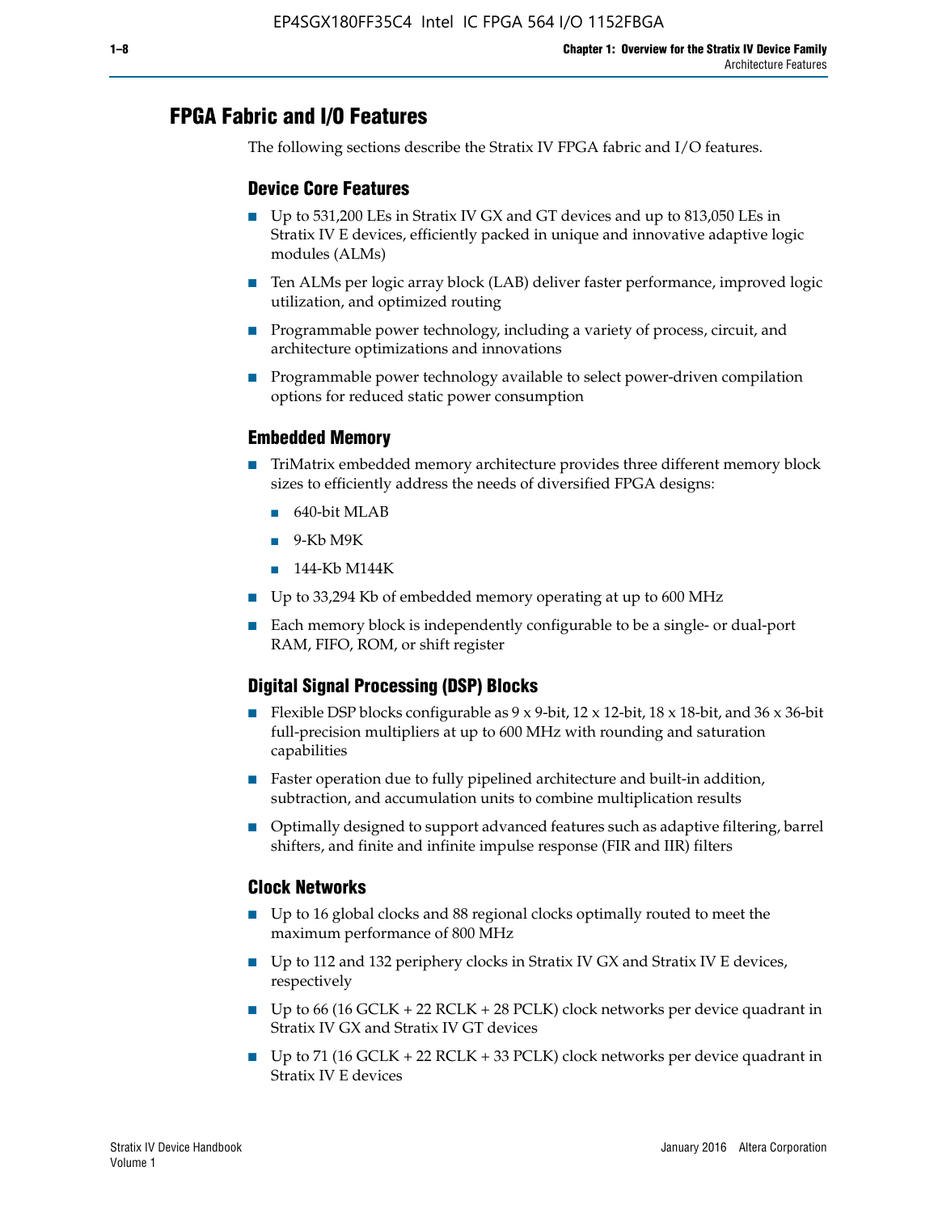## FPGA Fabric and I/O Features

The following sections describe the Stratix IV FPGA fabric and I/O features.

### Device Core Features

- Up to 531,200 LEs in Stratix IV GX and GT devices and up to 813,050 LEs in Stratix IV E devices, efficiently packed in unique and innovative adaptive logic modules (ALMs)
- Ten ALMs per logic array block (LAB) deliver faster performance, improved logic utilization, and optimized routing
- Programmable power technology, including a variety of process, circuit, and architecture optimizations and innovations
- Programmable power technology available to select power-driven compilation options for reduced static power consumption

### Embedded Memory

- TriMatrix embedded memory architecture provides three different memory block sizes to efficiently address the needs of diversified FPGA designs:
  - 640-bit MLAB
  - 9-Kb M9K
  - 144-Kb M144K
- Up to 33,294 Kb of embedded memory operating at up to 600 MHz
- Each memory block is independently configurable to be a single- or dual-port RAM, FIFO, ROM, or shift register

### Digital Signal Processing (DSP) Blocks

- Flexible DSP blocks configurable as 9 x 9-bit, 12 x 12-bit, 18 x 18-bit, and 36 x 36-bit full-precision multipliers at up to 600 MHz with rounding and saturation capabilities
- Faster operation due to fully pipelined architecture and built-in addition, subtraction, and accumulation units to combine multiplication results
- Optimally designed to support advanced features such as adaptive filtering, barrel shifters, and finite and infinite impulse response (FIR and IIR) filters

### Clock Networks

- Up to 16 global clocks and 88 regional clocks optimally routed to meet the maximum performance of 800 MHz
- Up to 112 and 132 periphery clocks in Stratix IV GX and Stratix IV E devices, respectively
- Up to 66 (16 GCLK + 22 RCLK + 28 PCLK) clock networks per device quadrant in Stratix IV GX and Stratix IV GT devices
- Up to 71 (16 GCLK + 22 RCLK + 33 PCLK) clock networks per device quadrant in Stratix IV E devices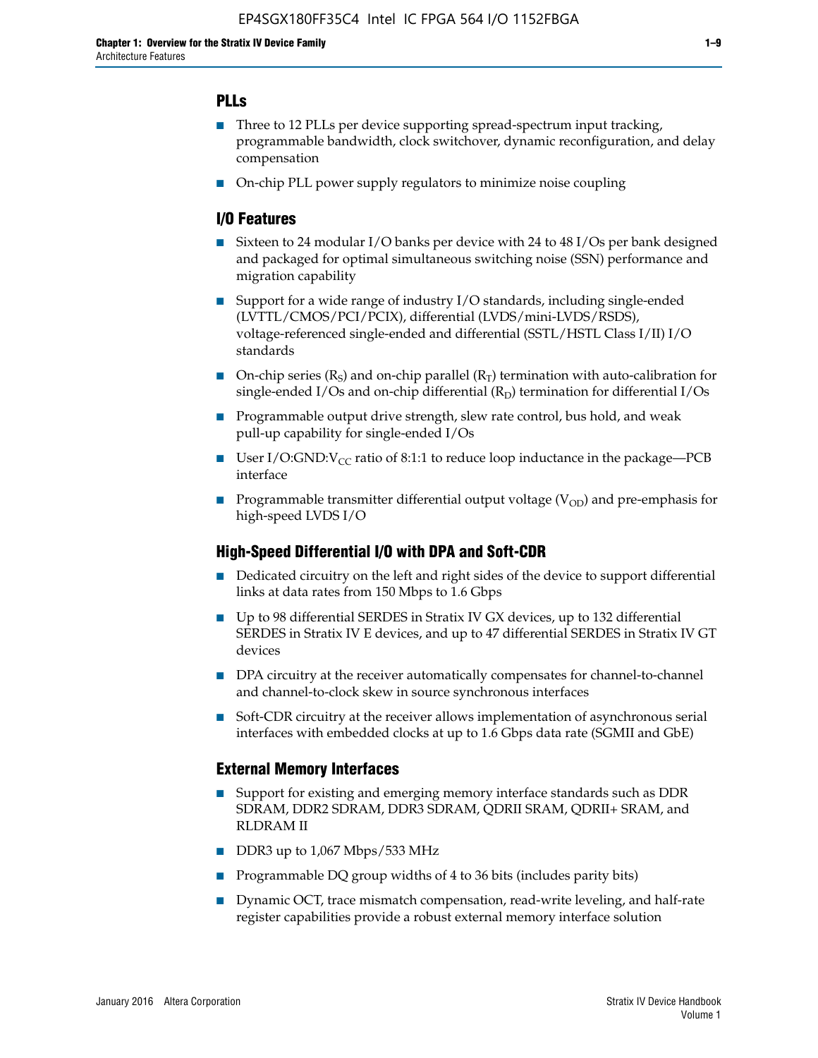## PLLs

- Three to 12 PLLs per device supporting spread-spectrum input tracking, programmable bandwidth, clock switchover, dynamic reconfiguration, and delay compensation
- On-chip PLL power supply regulators to minimize noise coupling

## I/O Features

- Sixteen to 24 modular I/O banks per device with 24 to 48 I/Os per bank designed and packaged for optimal simultaneous switching noise (SSN) performance and migration capability
- Support for a wide range of industry I/O standards, including single-ended (LVTTL/CMOS/PCI/PCIX), differential (LVDS/mini-LVDS/RSDS), voltage-referenced single-ended and differential (SSTL/HSTL Class I/II) I/O standards
- On-chip series ($R_S$) and on-chip parallel ($R_T$) termination with auto-calibration for single-ended I/Os and on-chip differential ($R_D$) termination for differential I/Os
- Programmable output drive strength, slew rate control, bus hold, and weak pull-up capability for single-ended I/Os
- User I/O:GND:$V_{CC}$ ratio of 8:1:1 to reduce loop inductance in the package—PCB interface
- Programmable transmitter differential output voltage ($V_{OD}$) and pre-emphasis for high-speed LVDS I/O

## High-Speed Differential I/O with DPA and Soft-CDR

- Dedicated circuitry on the left and right sides of the device to support differential links at data rates from 150 Mbps to 1.6 Gbps
- Up to 98 differential SERDES in Stratix IV GX devices, up to 132 differential SERDES in Stratix IV E devices, and up to 47 differential SERDES in Stratix IV GT devices
- DPA circuitry at the receiver automatically compensates for channel-to-channel and channel-to-clock skew in source synchronous interfaces
- Soft-CDR circuitry at the receiver allows implementation of asynchronous serial interfaces with embedded clocks at up to 1.6 Gbps data rate (SGMII and GbE)

## External Memory Interfaces

- Support for existing and emerging memory interface standards such as DDR SDRAM, DDR2 SDRAM, DDR3 SDRAM, QDRII SRAM, QDRII+ SRAM, and RLDRAM II
- DDR3 up to 1,067 Mbps/533 MHz
- Programmable DQ group widths of 4 to 36 bits (includes parity bits)
- Dynamic OCT, trace mismatch compensation, read-write leveling, and half-rate register capabilities provide a robust external memory interface solution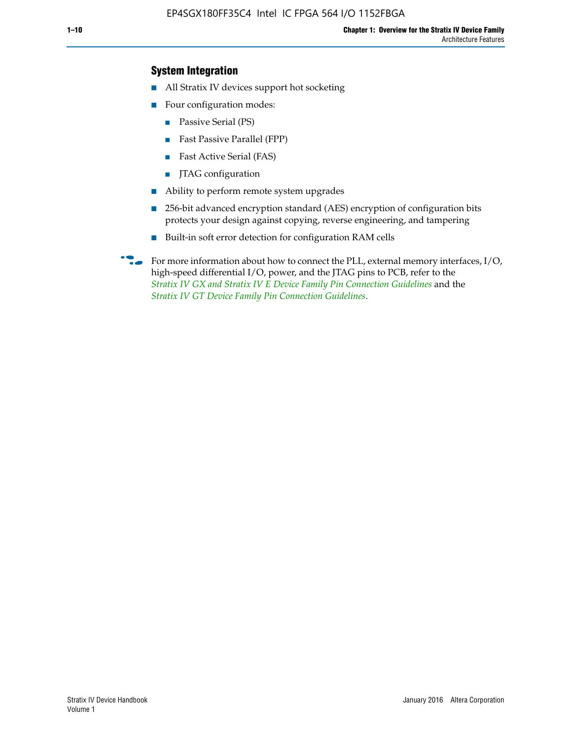### System Integration

- All Stratix IV devices support hot socketing
- Four configuration modes:
  - Passive Serial (PS)
  - Fast Passive Parallel (FPP)
  - Fast Active Serial (FAS)
  - JTAG configuration
- Ability to perform remote system upgrades
- 256-bit advanced encryption standard (AES) encryption of configuration bits protects your design against copying, reverse engineering, and tampering
- Built-in soft error detection for configuration RAM cells

For more information about how to connect the PLL, external memory interfaces, I/O, high-speed differential I/O, power, and the JTAG pins to PCB, refer to the *Stratix IV GX and Stratix IV E Device Family Pin Connection Guidelines* and the *Stratix IV GT Device Family Pin Connection Guidelines*.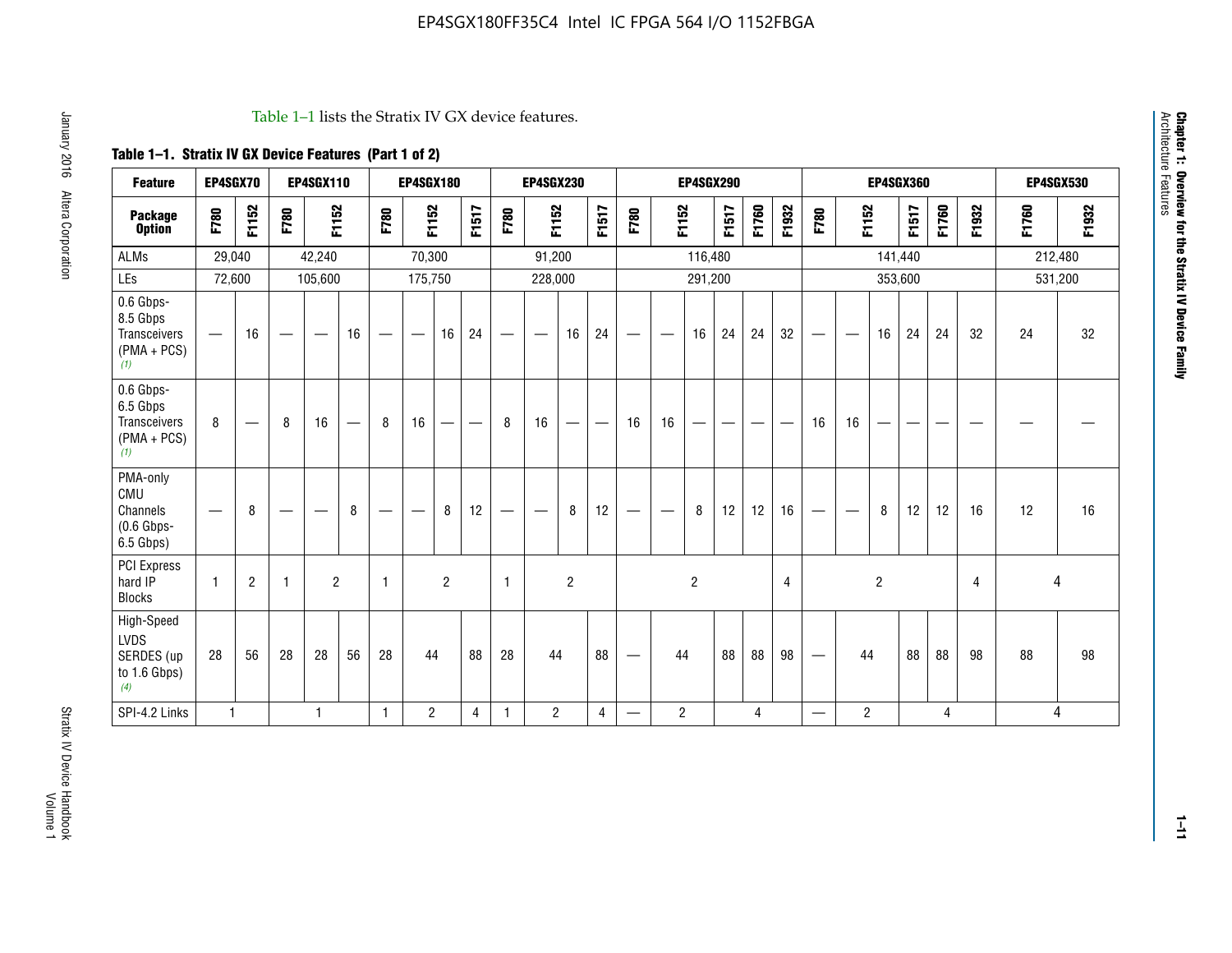Table 1–1 lists the Stratix IV GX device features.

**Table 1–1. Stratix IV GX Device Features (Part 1 of 2)**

| Feature | EP4SGX70 | | EP4SGX110 | | | EP4SGX180 | | | | EP4SGX230 | | | | EP4SGX290 | | | | | | EP4SGX360 | | | | | | EP4SGX530 | |
|---|---|---|---|---|---|---|---|---|---|---|---|---|---|---|---|---|---|---|---|---|---|---|---|---|---|---|---|
| **Package Option** | F780 | F1152 | F780 | F1152 | | F780 | F1152 | | F1517 | F780 | F1152 | | F1517 | F780 | F1152 | | F1517 | F1760 | F1932 | F780 | F1152 | | F1517 | F1760 | F1932 | F1760 | F1932 |
| ALMs | 29,040 | | 42,240 | | | 70,300 | | | | 91,200 | | | | 116,480 | | | | | | 141,440 | | | | | | 212,480 | |
| LEs | 72,600 | | 105,600 | | | 175,750 | | | | 228,000 | | | | 291,200 | | | | | | 353,600 | | | | | | 531,200 | |
| 0.6 Gbps-8.5 Gbps Transceivers (PMA + PCS) (1) | — | 16 | — | — | 16 | — | — | 16 | 24 | — | — | 16 | 24 | — | — | 16 | 24 | 24 | 32 | — | — | 16 | 24 | 24 | 32 | 24 | 32 |
| 0.6 Gbps-6.5 Gbps Transceivers (PMA + PCS) (1) | 8 | — | 8 | 16 | — | 8 | 16 | — | — | 8 | 16 | — | — | 16 | 16 | — | — | — | — | 16 | 16 | — | — | — | — | — | — |
| PMA-only CMU Channels (0.6 Gbps-6.5 Gbps) | — | 8 | — | — | 8 | — | — | 8 | 12 | — | — | 8 | 12 | — | — | 8 | 12 | 12 | 16 | — | — | 8 | 12 | 12 | 16 | 12 | 16 |
| PCI Express hard IP Blocks | 1 | 2 | 1 | 2 | | 1 | 2 | | | 1 | 2 | | | 2 | | | | | 4 | 2 | | | | | 4 | 4 | |
| High-Speed LVDS SERDES (up to 1.6 Gbps) (4) | 28 | 56 | 28 | 28 | 56 | 28 | 44 | | 88 | 28 | 44 | | 88 | — | 44 | | 88 | 88 | 98 | — | 44 | | 88 | 88 | 98 | 88 | 98 |
| SPI-4.2 Links | 1 | | 1 | | | 1 | 2 | | 4 | 1 | 2 | | 4 | — | 2 | | 4 | | | — | 2 | | 4 | | | 4 | |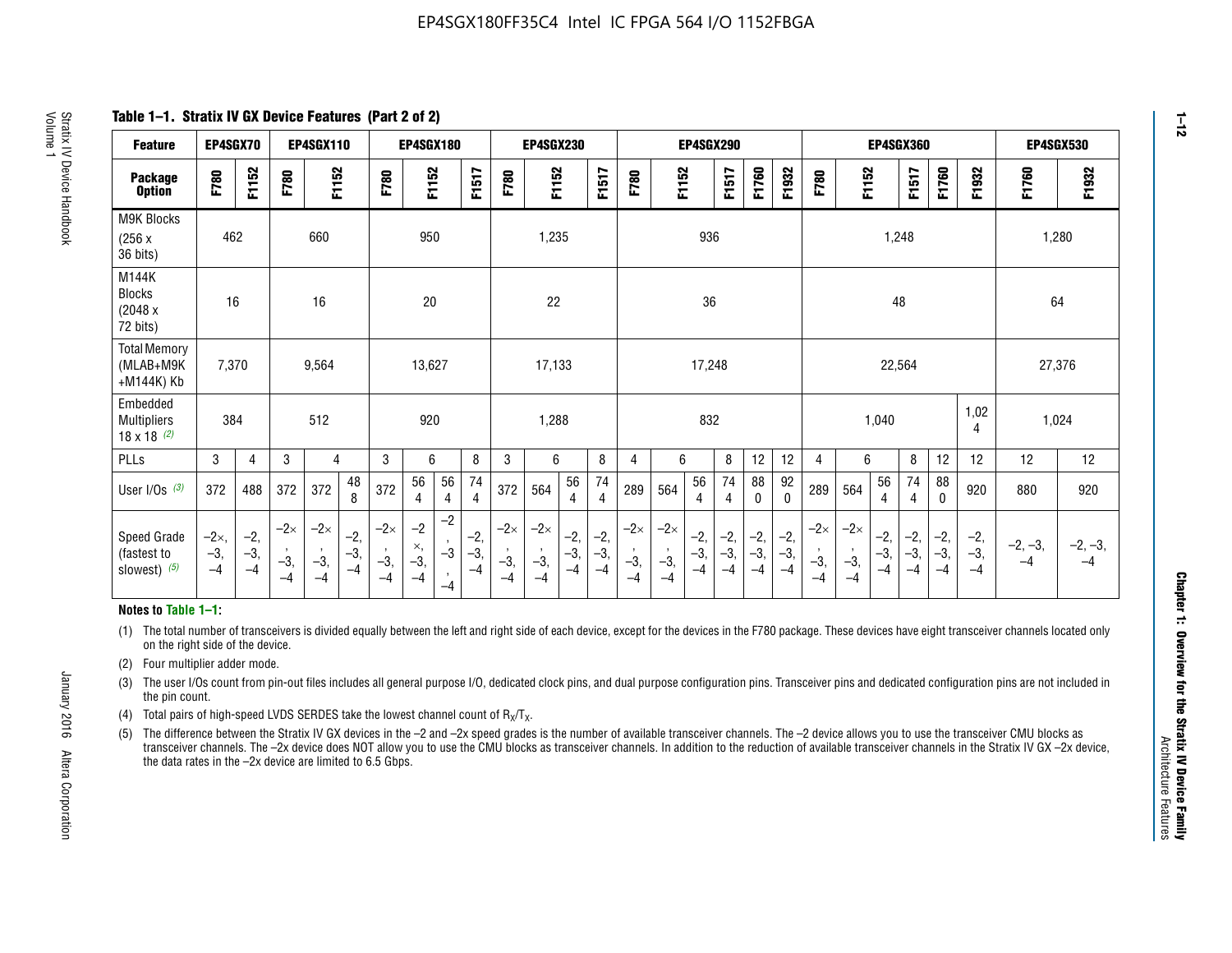EP4SGX180FF35C4 Intel IC FPGA 564 I/O 1152FBGA

**Table 1–1. Stratix IV GX Device Features (Part 2 of 2)**

| Feature | EP4SGX70 | | EP4SGX110 | | | EP4SGX180 | | | | EP4SGX230 | | | | EP4SGX290 | | | | | | EP4SGX360 | | | | | | EP4SGX530 | |
|---|---|---|---|---|---|---|---|---|---|---|---|---|---|---|---|---|---|---|---|---|---|---|---|---|---|---|---|
| Package Option | F780 | F1152 | F780 | F1152 | | F780 | F1152 | | F1517 | F780 | F1152 | | F1517 | F780 | F1152 | | F1517 | F1760 | F1932 | F780 | F1152 | | F1517 | F1760 | F1932 | F1760 | F1932 |
| M9K Blocks (256 x 36 bits) | 462 | | 660 | | | 950 | | | | 1,235 | | | | 936 | | | | | | 1,248 | | | | | | 1,280 | |
| M144K Blocks (2048 x 72 bits) | 16 | | 16 | | | 20 | | | | 22 | | | | 36 | | | | | | 48 | | | | | | 64 | |
| Total Memory (MLAB+M9K +M144K) Kb | 7,370 | | 9,564 | | | 13,627 | | | | 17,133 | | | | 17,248 | | | | | | 22,564 | | | | | | 27,376 | |
| Embedded Multipliers 18 x 18 (2) | 384 | | 512 | | | 920 | | | | 1,288 | | | | 832 | | | | | | 1,040 | | | | | 1,024 | 1,024 | |
| PLLs | 3 | 4 | 3 | 4 | | 3 | 6 | | 8 | 3 | 6 | | 8 | 4 | 6 | | 8 | 12 | 12 | 4 | 6 | | 8 | 12 | 12 | 12 | 12 |
| User I/Os (3) | 372 | 488 | 372 | 372 | 488 | 372 | 564 | 564 | 744 | 372 | 564 | 564 | 744 | 289 | 564 | 564 | 744 | 880 | 920 | 289 | 564 | 564 | 744 | 880 | 920 | 880 | 920 |
| Speed Grade (fastest to slowest) (5) | −2×, −3, −4 | −2, −3, −4 | −2×, −3, −4 | −2×, −3, −4 | −2, −3, −4 | −2×, −3, −4 | −2×, −3, −4 | −2, −3, −4 | −2, −3, −4 | −2×, −3, −4 | −2×, −3, −4 | −2, −3, −4 | −2, −3, −4 | −2×, −3, −4 | −2×, −3, −4 | −2, −3, −4 | −2, −3, −4 | −2, −3, −4 | −2, −3, −4 | −2×, −3, −4 | −2×, −3, −4 | −2, −3, −4 | −2, −3, −4 | −2, −3, −4 | −2, −3, −4 | −2, −3, −4 | −2, −3, −4 |

**Notes to Table 1–1:**

(1) The total number of transceivers is divided equally between the left and right side of each device, except for the devices in the F780 package. These devices have eight transceiver channels located only on the right side of the device.

(2) Four multiplier adder mode.

(3) The user I/Os count from pin-out files includes all general purpose I/O, dedicated clock pins, and dual purpose configuration pins. Transceiver pins and dedicated configuration pins are not included in the pin count.

(4) Total pairs of high-speed LVDS SERDES take the lowest channel count of $R_X/T_X$.

(5) The difference between the Stratix IV GX devices in the −2 and −2x speed grades is the number of available transceiver channels. The −2 device allows you to use the transceiver CMU blocks as transceiver channels. The −2x device does NOT allow you to use the CMU blocks as transceiver channels. In addition to the reduction of available transceiver channels in the Stratix IV GX −2x device, the data rates in the −2x device are limited to 6.5 Gbps.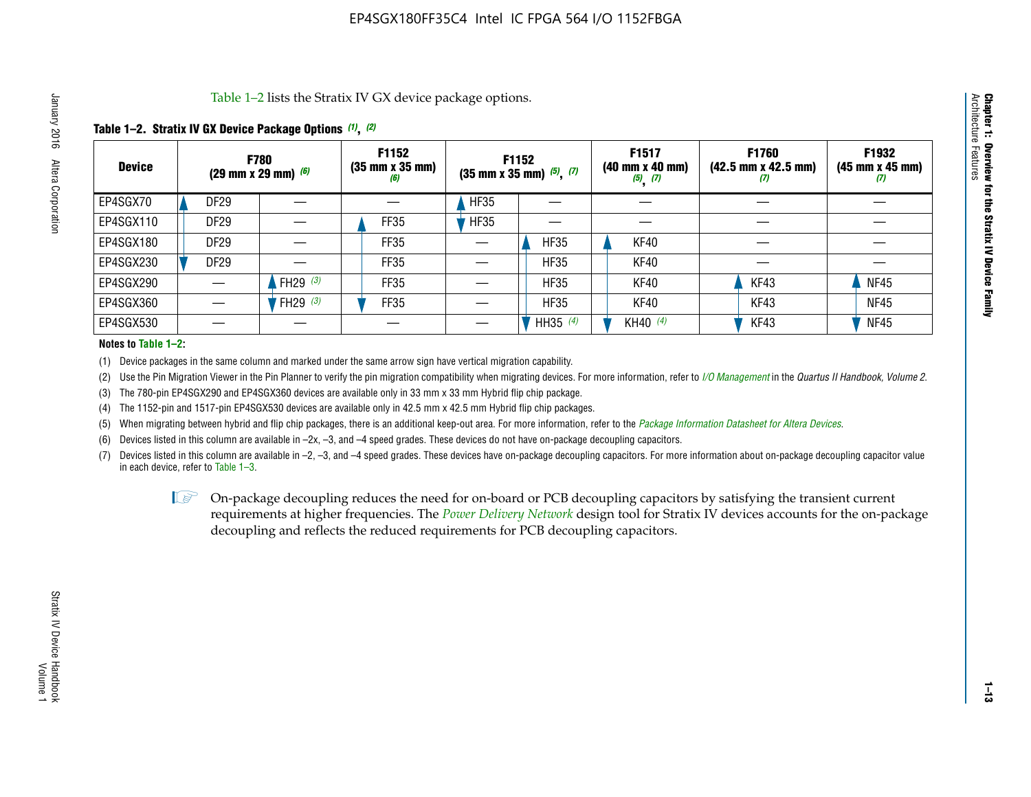Table 1–2 lists the Stratix IV GX device package options.

**Table 1–2. Stratix IV GX Device Package Options (1), (2)**

| Device | F780 (29 mm x 29 mm) (6) | | F1152 (35 mm x 35 mm) (6) | F1152 (35 mm x 35 mm) (5), (7) | | F1517 (40 mm x 40 mm) (5), (7) | F1760 (42.5 mm x 42.5 mm) (7) | F1932 (45 mm x 45 mm) (7) |
|---|---|---|---|---|---|---|---|---|
| EP4SGX70 | DF29 | — | — | HF35 | — | — | — | — |
| EP4SGX110 | DF29 | — | FF35 | HF35 | — | — | — | — |
| EP4SGX180 | DF29 | — | FF35 | — | HF35 | KF40 | — | — |
| EP4SGX230 | DF29 | — | FF35 | — | HF35 | KF40 | — | — |
| EP4SGX290 | — | FH29 (3) | FF35 | — | HF35 | KF40 | KF43 | NF45 |
| EP4SGX360 | — | FH29 (3) | FF35 | — | HF35 | KF40 | KF43 | NF45 |
| EP4SGX530 | — | — | — | — | HH35 (4) | KH40 (4) | KF43 | NF45 |

**Notes to Table 1–2:**

(1) Device packages in the same column and marked under the same arrow sign have vertical migration capability.

(2) Use the Pin Migration Viewer in the Pin Planner to verify the pin migration compatibility when migrating devices. For more information, refer to *I/O Management* in the *Quartus II Handbook, Volume 2*.

(3) The 780-pin EP4SGX290 and EP4SGX360 devices are available only in 33 mm x 33 mm Hybrid flip chip package.

(4) The 1152-pin and 1517-pin EP4SGX530 devices are available only in 42.5 mm x 42.5 mm Hybrid flip chip packages.

(5) When migrating between hybrid and flip chip packages, there is an additional keep-out area. For more information, refer to the *Package Information Datasheet for Altera Devices*.

(6) Devices listed in this column are available in –2x, –3, and –4 speed grades. These devices do not have on-package decoupling capacitors.

(7) Devices listed in this column are available in –2, –3, and –4 speed grades. These devices have on-package decoupling capacitors. For more information about on-package decoupling capacitor value in each device, refer to Table 1–3.

On-package decoupling reduces the need for on-board or PCB decoupling capacitors by satisfying the transient current requirements at higher frequencies. The *Power Delivery Network* design tool for Stratix IV devices accounts for the on-package decoupling and reflects the reduced requirements for PCB decoupling capacitors.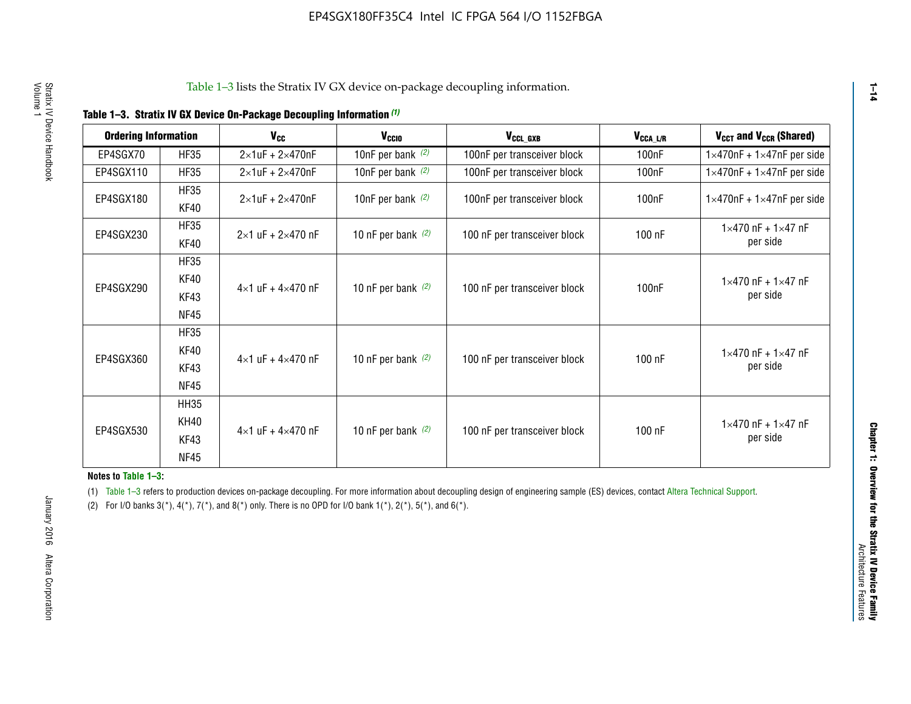Table 1–3 lists the Stratix IV GX device on-package decoupling information.

**Table 1–3. Stratix IV GX Device On-Package Decoupling Information (1)**

| Ordering Information | | $V_{CC}$ | $V_{CCIO}$ | $V_{CCL\_GXB}$ | $V_{CCA\_L/R}$ | $V_{CCT}$ and $V_{CCR}$ (Shared) |
|---|---|---|---|---|---|---|
| EP4SGX70 | HF35 | 2×1uF + 2×470nF | 10nF per bank (2) | 100nF per transceiver block | 100nF | 1×470nF + 1×47nF per side |
| EP4SGX110 | HF35 | 2×1uF + 2×470nF | 10nF per bank (2) | 100nF per transceiver block | 100nF | 1×470nF + 1×47nF per side |
| EP4SGX180 | HF35<br>KF40 | 2×1uF + 2×470nF | 10nF per bank (2) | 100nF per transceiver block | 100nF | 1×470nF + 1×47nF per side |
| EP4SGX230 | HF35<br>KF40 | 2×1 uF + 2×470 nF | 10 nF per bank (2) | 100 nF per transceiver block | 100 nF | 1×470 nF + 1×47 nF per side |
| EP4SGX290 | HF35<br>KF40<br>KF43<br>NF45 | 4×1 uF + 4×470 nF | 10 nF per bank (2) | 100 nF per transceiver block | 100nF | 1×470 nF + 1×47 nF per side |
| EP4SGX360 | HF35<br>KF40<br>KF43<br>NF45 | 4×1 uF + 4×470 nF | 10 nF per bank (2) | 100 nF per transceiver block | 100 nF | 1×470 nF + 1×47 nF per side |
| EP4SGX530 | HH35<br>KH40<br>KF43<br>NF45 | 4×1 uF + 4×470 nF | 10 nF per bank (2) | 100 nF per transceiver block | 100 nF | 1×470 nF + 1×47 nF per side |

**Notes to Table 1–3:**

(1) Table 1–3 refers to production devices on-package decoupling. For more information about decoupling design of engineering sample (ES) devices, contact Altera Technical Support.

(2) For I/O banks 3(*), 4(*), 7(*), and 8(*) only. There is no OPD for I/O bank 1(*), 2(*), 5(*), and 6(*).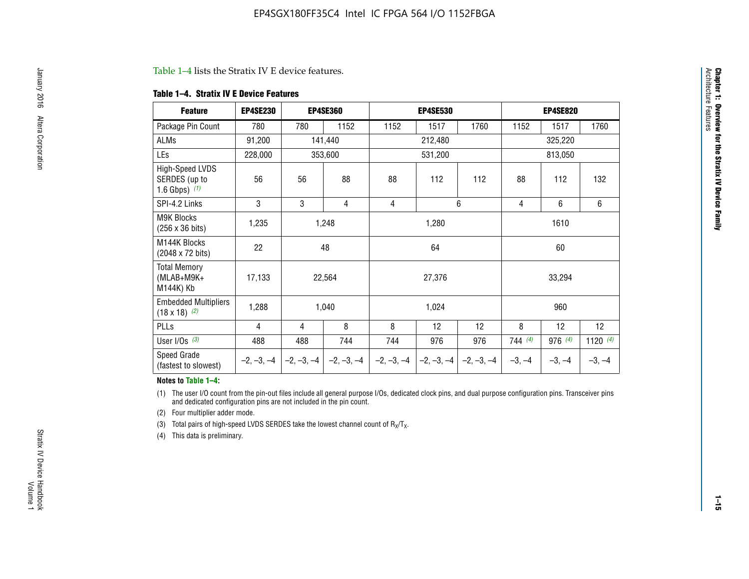Table 1–4 lists the Stratix IV E device features.

**Table 1–4. Stratix IV E Device Features**

| Feature | EP4SE230 | EP4SE360 | | EP4SE530 | | | EP4SE820 | | |
|---|---|---|---|---|---|---|---|---|---|
| Package Pin Count | 780 | 780 | 1152 | 1152 | 1517 | 1760 | 1152 | 1517 | 1760 |
| ALMs | 91,200 | 141,440 | | 212,480 | | | 325,220 | | |
| LEs | 228,000 | 353,600 | | 531,200 | | | 813,050 | | |
| High-Speed LVDS SERDES (up to 1.6 Gbps) (1) | 56 | 56 | 88 | 88 | 112 | 112 | 88 | 112 | 132 |
| SPI-4.2 Links | 3 | 3 | 4 | 4 | 6 | | 4 | 6 | 6 |
| M9K Blocks (256 x 36 bits) | 1,235 | 1,248 | | 1,280 | | | 1610 | | |
| M144K Blocks (2048 x 72 bits) | 22 | 48 | | 64 | | | 60 | | |
| Total Memory (MLAB+M9K+M144K) Kb | 17,133 | 22,564 | | 27,376 | | | 33,294 | | |
| Embedded Multipliers (18 x 18) (2) | 1,288 | 1,040 | | 1,024 | | | 960 | | |
| PLLs | 4 | 4 | 8 | 8 | 12 | 12 | 8 | 12 | 12 |
| User I/Os (3) | 488 | 488 | 744 | 744 | 976 | 976 | 744 (4) | 976 (4) | 1120 (4) |
| Speed Grade (fastest to slowest) | –2, –3, –4 | –2, –3, –4 | –2, –3, –4 | –2, –3, –4 | –2, –3, –4 | –2, –3, –4 | –3, –4 | –3, –4 | –3, –4 |

**Notes to Table 1–4:**

(1) The user I/O count from the pin-out files include all general purpose I/Os, dedicated clock pins, and dual purpose configuration pins. Transceiver pins and dedicated configuration pins are not included in the pin count.

(2) Four multiplier adder mode.

(3) Total pairs of high-speed LVDS SERDES take the lowest channel count of $R_X/T_X$.

(4) This data is preliminary.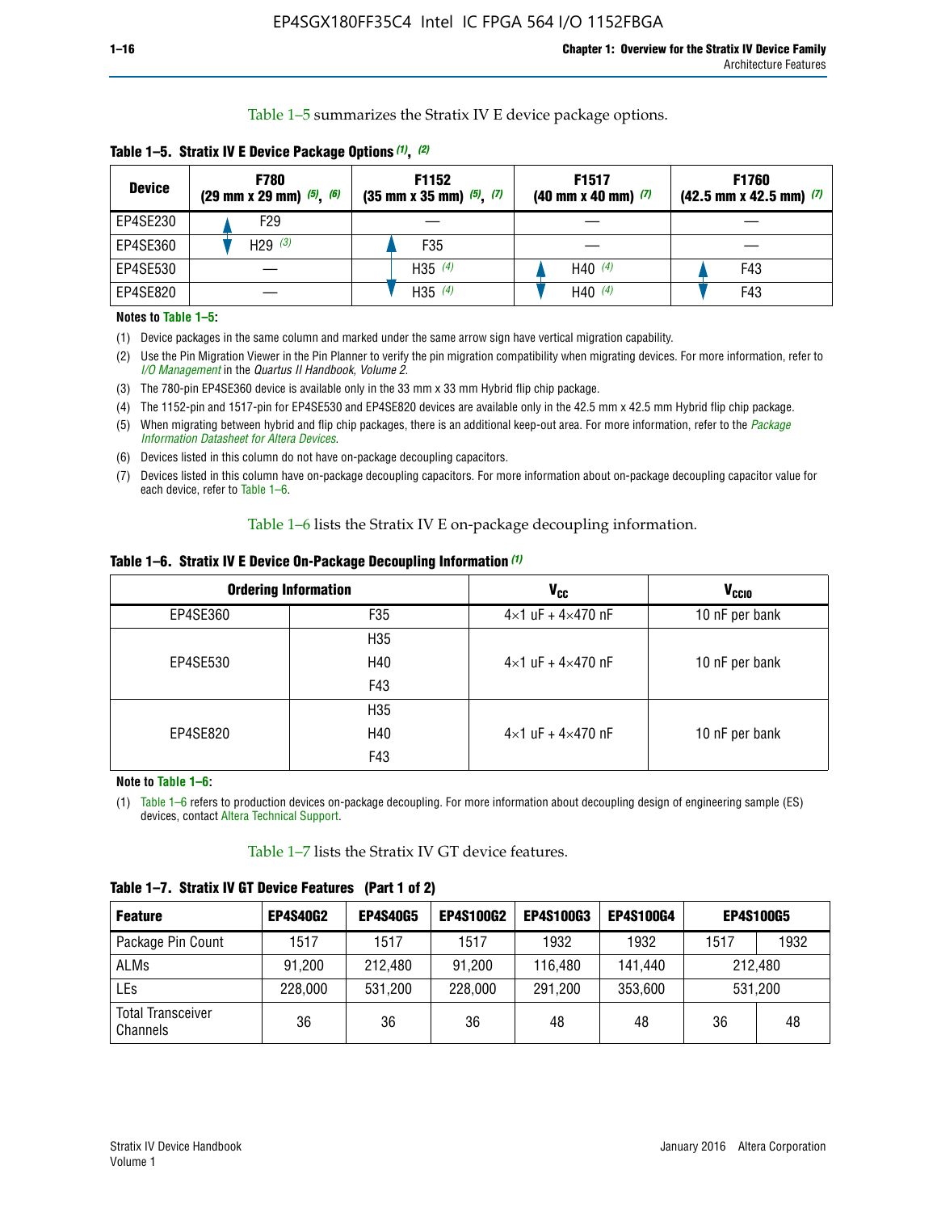Table 1–5 summarizes the Stratix IV E device package options.

**Table 1–5. Stratix IV E Device Package Options** *(1)***,** *(2)*

| Device | F780 (29 mm x 29 mm) *(5)*, *(6)* | F1152 (35 mm x 35 mm) *(5)*, *(7)* | F1517 (40 mm x 40 mm) *(7)* | F1760 (42.5 mm x 42.5 mm) *(7)* |
|---|---|---|---|---|
| EP4SE230 | F29 | — | — | — |
| EP4SE360 | H29 *(3)* | F35 | — | — |
| EP4SE530 | — | H35 *(4)* | H40 *(4)* | F43 |
| EP4SE820 | — | H35 *(4)* | H40 *(4)* | F43 |

**Notes to Table 1–5:**

(1) Device packages in the same column and marked under the same arrow sign have vertical migration capability.

(2) Use the Pin Migration Viewer in the Pin Planner to verify the pin migration compatibility when migrating devices. For more information, refer to *I/O Management* in the *Quartus II Handbook, Volume 2*.

(3) The 780-pin EP4SE360 device is available only in the 33 mm x 33 mm Hybrid flip chip package.

(4) The 1152-pin and 1517-pin for EP4SE530 and EP4SE820 devices are available only in the 42.5 mm x 42.5 mm Hybrid flip chip package.

(5) When migrating between hybrid and flip chip packages, there is an additional keep-out area. For more information, refer to the *Package Information Datasheet for Altera Devices*.

(6) Devices listed in this column do not have on-package decoupling capacitors.

(7) Devices listed in this column have on-package decoupling capacitors. For more information about on-package decoupling capacitor value for each device, refer to Table 1–6.

Table 1–6 lists the Stratix IV E on-package decoupling information.

**Table 1–6. Stratix IV E Device On-Package Decoupling Information** *(1)*

| Ordering Information | | $V_{CC}$ | $V_{CCIO}$ |
|---|---|---|---|
| EP4SE360 | F35 | 4×1 uF + 4×470 nF | 10 nF per bank |
| EP4SE530 | H35<br>H40<br>F43 | 4×1 uF + 4×470 nF | 10 nF per bank |
| EP4SE820 | H35<br>H40<br>F43 | 4×1 uF + 4×470 nF | 10 nF per bank |

**Note to Table 1–6:**

(1) Table 1–6 refers to production devices on-package decoupling. For more information about decoupling design of engineering sample (ES) devices, contact Altera Technical Support.

Table 1–7 lists the Stratix IV GT device features.

**Table 1–7. Stratix IV GT Device Features (Part 1 of 2)**

| Feature | EP4S40G2 | EP4S40G5 | EP4S100G2 | EP4S100G3 | EP4S100G4 | EP4S100G5 | |
|---|---|---|---|---|---|---|---|
| Package Pin Count | 1517 | 1517 | 1517 | 1932 | 1932 | 1517 | 1932 |
| ALMs | 91,200 | 212,480 | 91,200 | 116,480 | 141,440 | 212,480 | |
| LEs | 228,000 | 531,200 | 228,000 | 291,200 | 353,600 | 531,200 | |
| Total Transceiver Channels | 36 | 36 | 36 | 48 | 48 | 36 | 48 |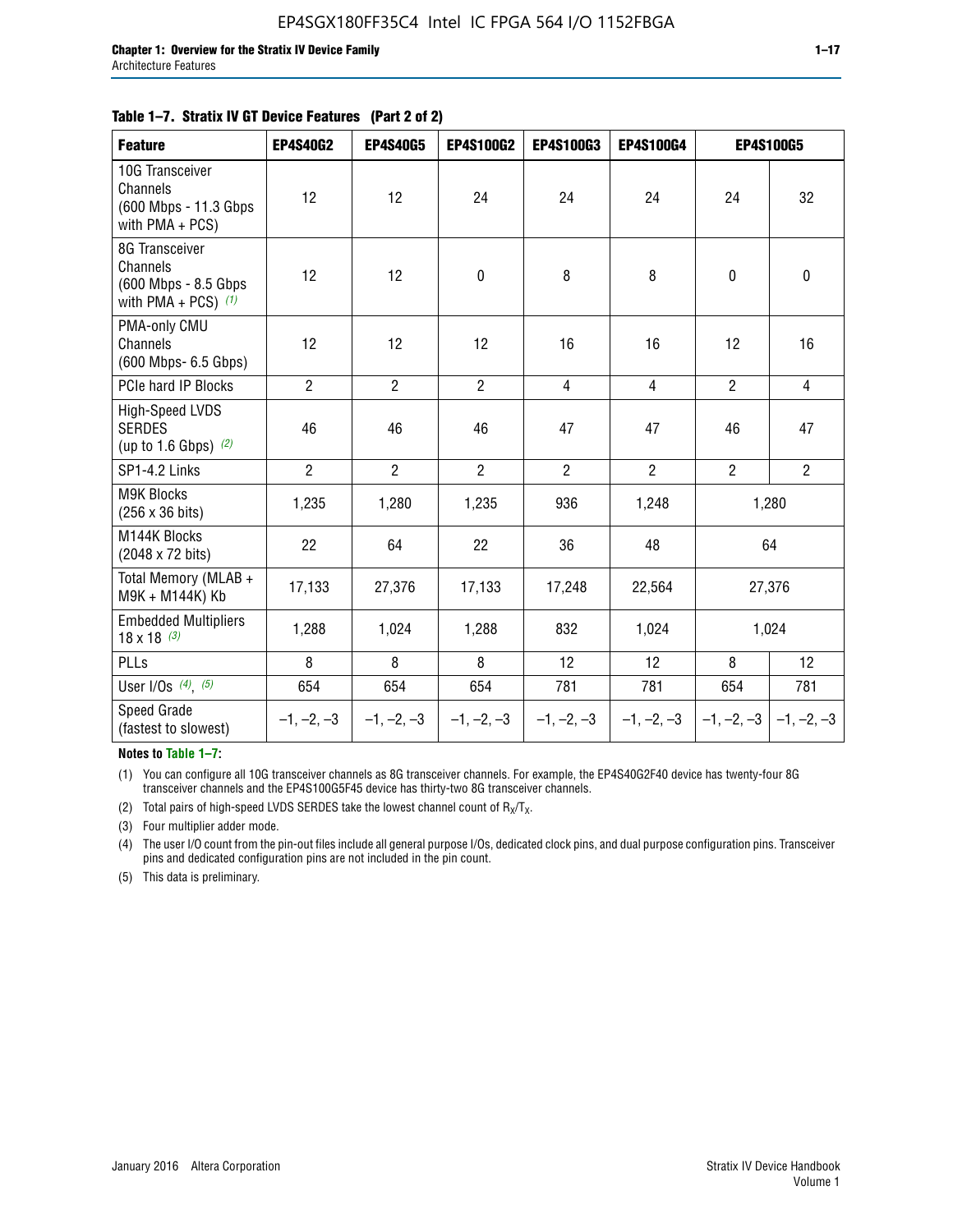**Table 1–7. Stratix IV GT Device Features (Part 2 of 2)**

| Feature | EP4S40G2 | EP4S40G5 | EP4S100G2 | EP4S100G3 | EP4S100G4 | EP4S100G5 | |
|---|---|---|---|---|---|---|---|
| 10G Transceiver Channels (600 Mbps - 11.3 Gbps with PMA + PCS) | 12 | 12 | 24 | 24 | 24 | 24 | 32 |
| 8G Transceiver Channels (600 Mbps - 8.5 Gbps with PMA + PCS) *(1)* | 12 | 12 | 0 | 8 | 8 | 0 | 0 |
| PMA-only CMU Channels (600 Mbps- 6.5 Gbps) | 12 | 12 | 12 | 16 | 16 | 12 | 16 |
| PCIe hard IP Blocks | 2 | 2 | 2 | 4 | 4 | 2 | 4 |
| High-Speed LVDS SERDES (up to 1.6 Gbps) *(2)* | 46 | 46 | 46 | 47 | 47 | 46 | 47 |
| SP1-4.2 Links | 2 | 2 | 2 | 2 | 2 | 2 | 2 |
| M9K Blocks (256 x 36 bits) | 1,235 | 1,280 | 1,235 | 936 | 1,248 | 1,280 | |
| M144K Blocks (2048 x 72 bits) | 22 | 64 | 22 | 36 | 48 | 64 | |
| Total Memory (MLAB + M9K + M144K) Kb | 17,133 | 27,376 | 17,133 | 17,248 | 22,564 | 27,376 | |
| Embedded Multipliers 18 x 18 *(3)* | 1,288 | 1,024 | 1,288 | 832 | 1,024 | 1,024 | |
| PLLs | 8 | 8 | 8 | 12 | 12 | 8 | 12 |
| User I/Os *(4)*, *(5)* | 654 | 654 | 654 | 781 | 781 | 654 | 781 |
| Speed Grade (fastest to slowest) | –1, –2, –3 | –1, –2, –3 | –1, –2, –3 | –1, –2, –3 | –1, –2, –3 | –1, –2, –3 | –1, –2, –3 |

**Notes to Table 1–7:**

(1) You can configure all 10G transceiver channels as 8G transceiver channels. For example, the EP4S40G2F40 device has twenty-four 8G transceiver channels and the EP4S100G5F45 device has thirty-two 8G transceiver channels.

(2) Total pairs of high-speed LVDS SERDES take the lowest channel count of $R_X/T_X$.

(3) Four multiplier adder mode.

(4) The user I/O count from the pin-out files include all general purpose I/Os, dedicated clock pins, and dual purpose configuration pins. Transceiver pins and dedicated configuration pins are not included in the pin count.

(5) This data is preliminary.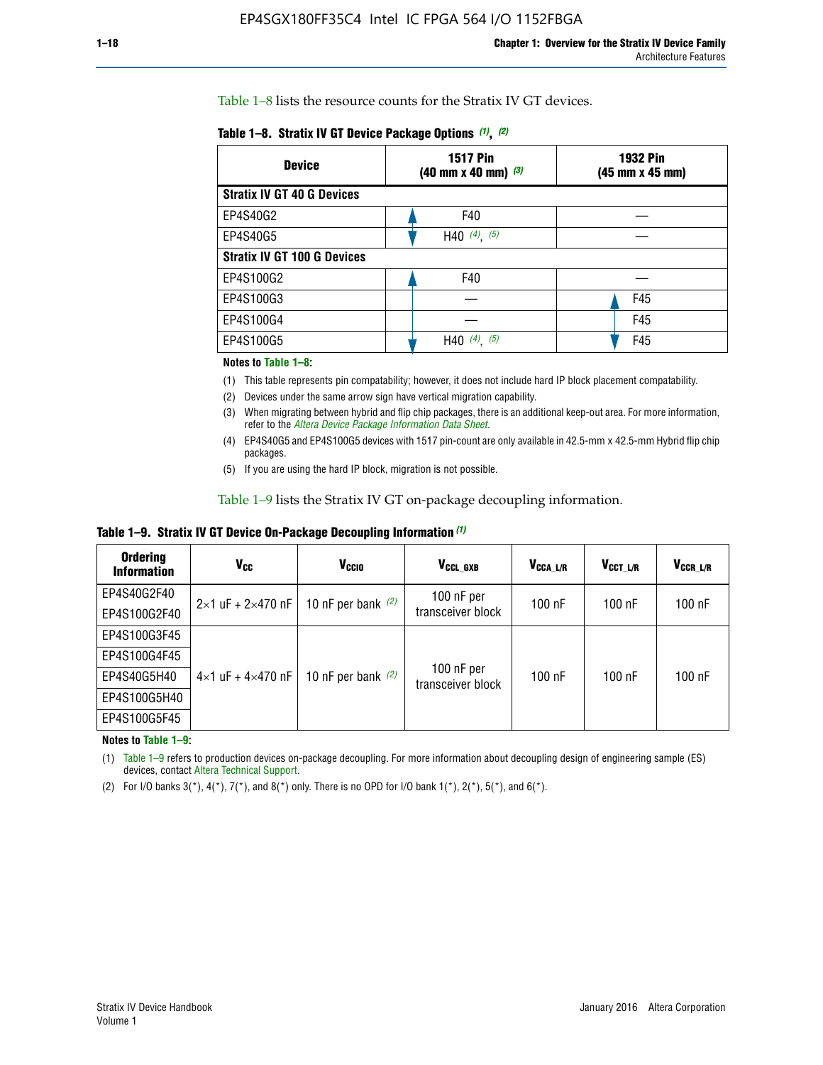Table 1–8 lists the resource counts for the Stratix IV GT devices.

**Table 1–8. Stratix IV GT Device Package Options (1), (2)**

| Device | 1517 Pin (40 mm x 40 mm) (3) | 1932 Pin (45 mm x 45 mm) |
|---|---|---|
| **Stratix IV GT 40 G Devices** | | |
| EP4S40G2 | F40 | — |
| EP4S40G5 | H40 (4), (5) | — |
| **Stratix IV GT 100 G Devices** | | |
| EP4S100G2 | F40 | — |
| EP4S100G3 | — | F45 |
| EP4S100G4 | — | F45 |
| EP4S100G5 | H40 (4), (5) | F45 |

**Notes to Table 1–8:**

(1) This table represents pin compatability; however, it does not include hard IP block placement compatability.

(2) Devices under the same arrow sign have vertical migration capability.

(3) When migrating between hybrid and flip chip packages, there is an additional keep-out area. For more information, refer to the *Altera Device Package Information Data Sheet*.

(4) EP4S40G5 and EP4S100G5 devices with 1517 pin-count are only available in 42.5-mm x 42.5-mm Hybrid flip chip packages.

(5) If you are using the hard IP block, migration is not possible.

Table 1–9 lists the Stratix IV GT on-package decoupling information.

**Table 1–9. Stratix IV GT Device On-Package Decoupling Information (1)**

| Ordering Information | $V_{CC}$ | $V_{CCIO}$ | $V_{CCL\_GXB}$ | $V_{CCA\_L/R}$ | $V_{CCT\_L/R}$ | $V_{CCR\_L/R}$ |
|---|---|---|---|---|---|---|
| EP4S40G2F40 | 2×1 uF + 2×470 nF | 10 nF per bank (2) | 100 nF per transceiver block | 100 nF | 100 nF | 100 nF |
| EP4S100G2F40 | | | | | | |
| EP4S100G3F45 | 4×1 uF + 4×470 nF | 10 nF per bank (2) | 100 nF per transceiver block | 100 nF | 100 nF | 100 nF |
| EP4S100G4F45 | | | | | | |
| EP4S40G5H40 | | | | | | |
| EP4S100G5H40 | | | | | | |
| EP4S100G5F45 | | | | | | |

**Notes to Table 1–9:**

(1) Table 1–9 refers to production devices on-package decoupling. For more information about decoupling design of engineering sample (ES) devices, contact Altera Technical Support.

(2) For I/O banks 3(*), 4(*), 7(*), and 8(*) only. There is no OPD for I/O bank 1(*), 2(*), 5(*), and 6(*).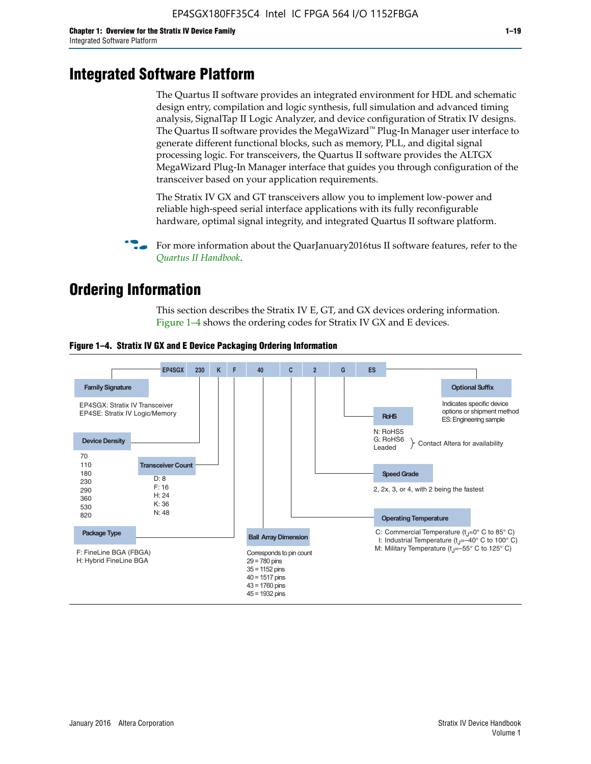# Integrated Software Platform

The Quartus II software provides an integrated environment for HDL and schematic design entry, compilation and logic synthesis, full simulation and advanced timing analysis, SignalTap II Logic Analyzer, and device configuration of Stratix IV designs. The Quartus II software provides the MegaWizard™ Plug-In Manager user interface to generate different functional blocks, such as memory, PLL, and digital signal processing logic. For transceivers, the Quartus II software provides the ALTGX MegaWizard Plug-In Manager interface that guides you through configuration of the transceiver based on your application requirements.

The Stratix IV GX and GT transceivers allow you to implement low-power and reliable high-speed serial interface applications with its fully reconfigurable hardware, optimal signal integrity, and integrated Quartus II software platform.

For more information about the QuarJanuary2016tus II software features, refer to the *Quartus II Handbook*.

# Ordering Information

This section describes the Stratix IV E, GT, and GX devices ordering information. Figure 1–4 shows the ordering codes for Stratix IV GX and E devices.

**Figure 1–4. Stratix IV GX and E Device Packaging Ordering Information**

EP4SGX 230 K F 40 C 2 G ES

**Family Signature**
EP4SGX: Stratix IV Transceiver
EP4SE: Stratix IV Logic/Memory

**Device Density**
70
110
180
230
290
360
530
820

**Transceiver Count**
D: 8
F: 16
H: 24
K: 36
N: 48

**Package Type**
F: FineLine BGA (FBGA)
H: Hybrid FineLine BGA

**Ball Array Dimension**
Corresponds to pin count
29 = 780 pins
35 = 1152 pins
40 = 1517 pins
43 = 1760 pins
45 = 1932 pins

**Operating Temperature**
C: Commercial Temperature ($t_J$=0° C to 85° C)
I: Industrial Temperature ($t_J$=–40° C to 100° C)
M: Military Temperature ($t_J$=–55° C to 125° C)

**Speed Grade**
2, 2x, 3, or 4, with 2 being the fastest

**RoHS**
N: RoHS5
G: RoHS6
Leaded
} Contact Altera for availability

**Optional Suffix**
Indicates specific device options or shipment method
ES: Engineering sample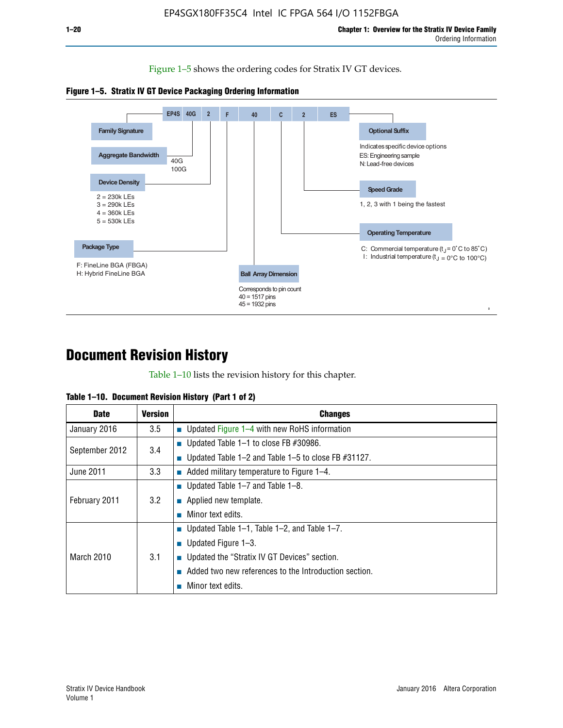Figure 1–5 shows the ordering codes for Stratix IV GT devices.

**Figure 1–5. Stratix IV GT Device Packaging Ordering Information**

EP4S 40G 2 F 40 C 2 ES

- **Family Signature**
- **Aggregate Bandwidth**: 40G, 100G
- **Device Density**:
  - 2 = 230k LEs
  - 3 = 290k LEs
  - 4 = 360k LEs
  - 5 = 530k LEs
- **Package Type**:
  - F: FineLine BGA (FBGA)
  - H: Hybrid FineLine BGA
- **Ball Array Dimension**: Corresponds to pin count
  - 40 = 1517 pins
  - 45 = 1932 pins
- **Operating Temperature**:
  - C: Commercial temperature ($t_J$ = 0°C to 85°C)
  - I: Industrial temperature ($t_J$ = 0°C to 100°C)
- **Speed Grade**: 1, 2, 3 with 1 being the fastest
- **Optional Suffix**: Indicates specific device options
  - ES: Engineering sample
  - N: Lead-free devices

# Document Revision History

Table 1–10 lists the revision history for this chapter.

**Table 1–10. Document Revision History (Part 1 of 2)**

| Date | Version | Changes |
|---|---|---|
| January 2016 | 3.5 | ■ Updated Figure 1–4 with new RoHS information |
| September 2012 | 3.4 | ■ Updated Table 1–1 to close FB #30986.<br>■ Updated Table 1–2 and Table 1–5 to close FB #31127. |
| June 2011 | 3.3 | ■ Added military temperature to Figure 1–4. |
| February 2011 | 3.2 | ■ Updated Table 1–7 and Table 1–8.<br>■ Applied new template.<br>■ Minor text edits. |
| March 2010 | 3.1 | ■ Updated Table 1–1, Table 1–2, and Table 1–7.<br>■ Updated Figure 1–3.<br>■ Updated the “Stratix IV GT Devices” section.<br>■ Added two new references to the Introduction section.<br>■ Minor text edits. |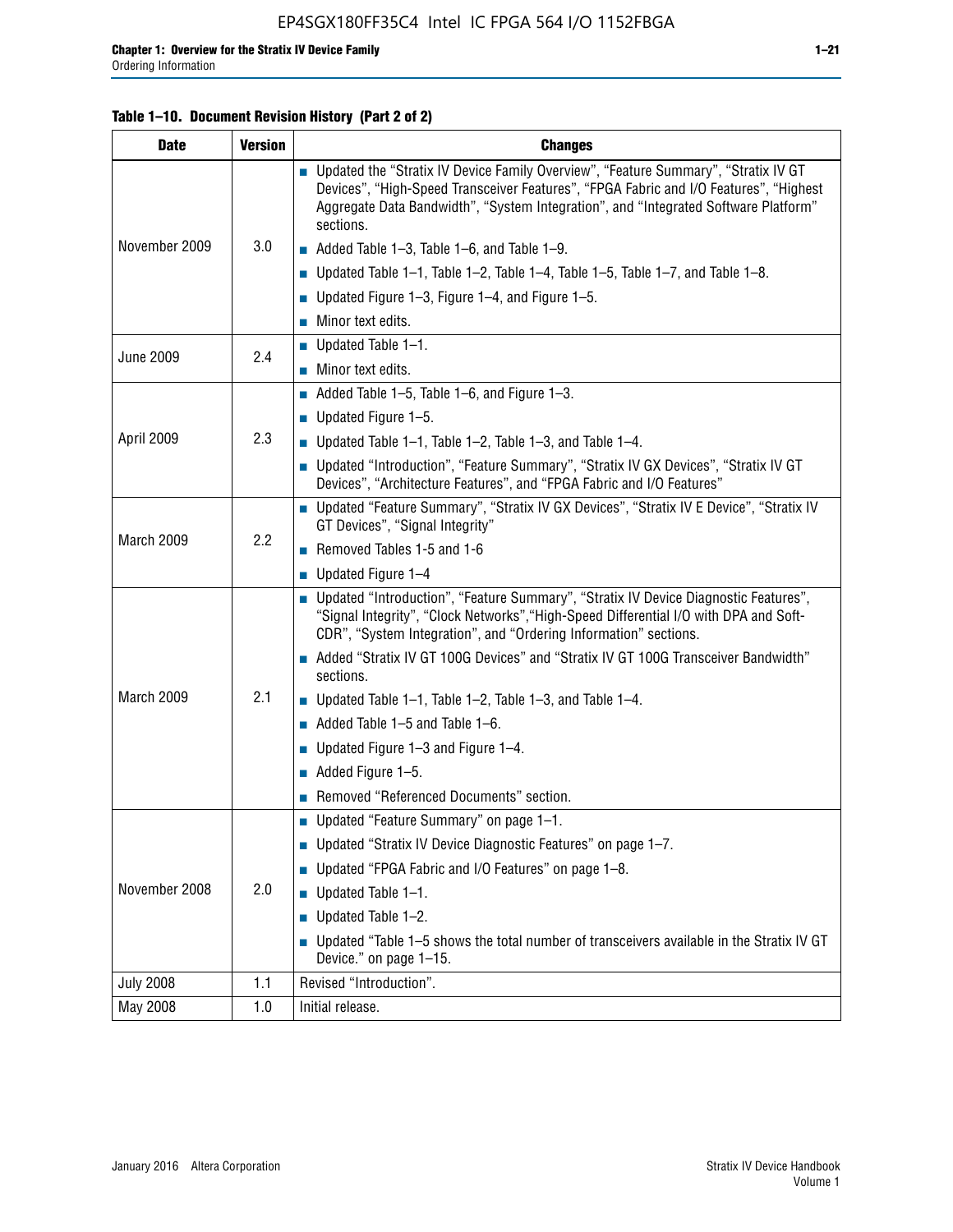**Table 1–10. Document Revision History (Part 2 of 2)**

| Date | Version | Changes |
|---|---|---|
| November 2009 | 3.0 | ■ Updated the "Stratix IV Device Family Overview", "Feature Summary", "Stratix IV GT Devices", "High-Speed Transceiver Features", "FPGA Fabric and I/O Features", "Highest Aggregate Data Bandwidth", "System Integration", and "Integrated Software Platform" sections.<br>■ Added Table 1–3, Table 1–6, and Table 1–9.<br>■ Updated Table 1–1, Table 1–2, Table 1–4, Table 1–5, Table 1–7, and Table 1–8.<br>■ Updated Figure 1–3, Figure 1–4, and Figure 1–5.<br>■ Minor text edits. |
| June 2009 | 2.4 | ■ Updated Table 1–1.<br>■ Minor text edits. |
| April 2009 | 2.3 | ■ Added Table 1–5, Table 1–6, and Figure 1–3.<br>■ Updated Figure 1–5.<br>■ Updated Table 1–1, Table 1–2, Table 1–3, and Table 1–4.<br>■ Updated "Introduction", "Feature Summary", "Stratix IV GX Devices", "Stratix IV GT Devices", "Architecture Features", and "FPGA Fabric and I/O Features" |
| March 2009 | 2.2 | ■ Updated "Feature Summary", "Stratix IV GX Devices", "Stratix IV E Device", "Stratix IV GT Devices", "Signal Integrity"<br>■ Removed Tables 1-5 and 1-6<br>■ Updated Figure 1–4 |
| March 2009 | 2.1 | ■ Updated "Introduction", "Feature Summary", "Stratix IV Device Diagnostic Features", "Signal Integrity", "Clock Networks","High-Speed Differential I/O with DPA and Soft-CDR", "System Integration", and "Ordering Information" sections.<br>■ Added "Stratix IV GT 100G Devices" and "Stratix IV GT 100G Transceiver Bandwidth" sections.<br>■ Updated Table 1–1, Table 1–2, Table 1–3, and Table 1–4.<br>■ Added Table 1–5 and Table 1–6.<br>■ Updated Figure 1–3 and Figure 1–4.<br>■ Added Figure 1–5.<br>■ Removed "Referenced Documents" section. |
| November 2008 | 2.0 | ■ Updated "Feature Summary" on page 1–1.<br>■ Updated "Stratix IV Device Diagnostic Features" on page 1–7.<br>■ Updated "FPGA Fabric and I/O Features" on page 1–8.<br>■ Updated Table 1–1.<br>■ Updated Table 1–2.<br>■ Updated "Table 1–5 shows the total number of transceivers available in the Stratix IV GT Device." on page 1–15. |
| July 2008 | 1.1 | Revised "Introduction". |
| May 2008 | 1.0 | Initial release. |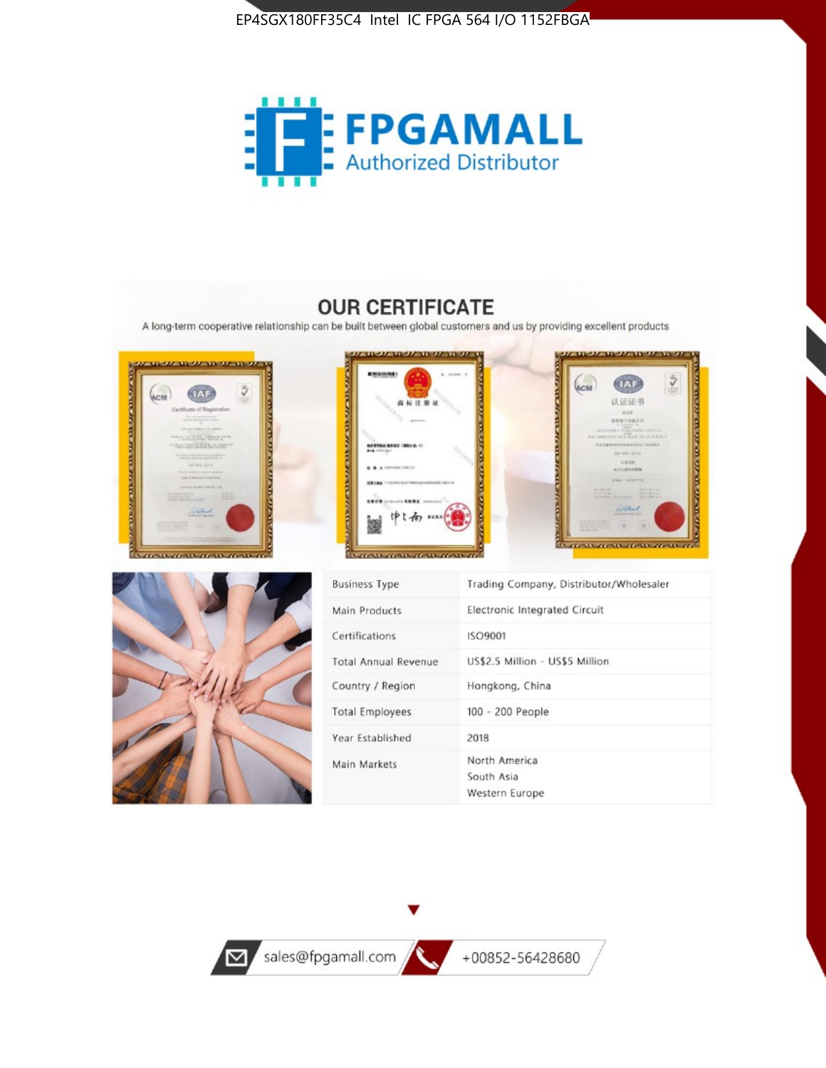FPGAMALL
Authorized Distributor

## OUR CERTIFICATE

A long-term cooperative relationship can be built between global customers and us by providing excellent products

| | |
|---|---|
| Business Type | Trading Company, Distributor/Wholesaler |
| Main Products | Electronic Integrated Circuit |
| Certifications | ISO9001 |
| Total Annual Revenue | US$2.5 Million - US$5 Million |
| Country / Region | Hongkong, China |
| Total Employees | 100 - 200 People |
| Year Established | 2018 |
| Main Markets | North America<br>South Asia<br>Western Europe |

sales@fpgamall.com
+00852-56428680